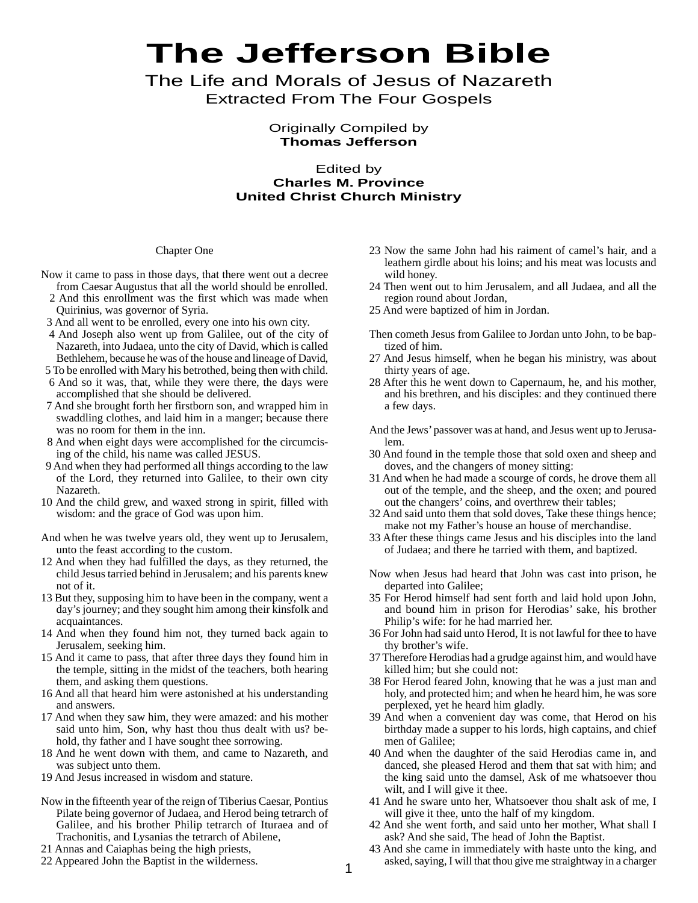# The Jefferson Bible

## The Life and Morals of Jesus of Nazareth
### Extracted From The Four Gospels

Originally Compiled by
**Thomas Jefferson**

Edited by
**Charles M. Province**
**United Christ Church Ministry**

### Chapter One

Now it came to pass in those days, that there went out a decree from Caesar Augustus that all the world should be enrolled.
2 And this enrollment was the first which was made when Quirinius, was governor of Syria.
3 And all went to be enrolled, every one into his own city.
4 And Joseph also went up from Galilee, out of the city of Nazareth, into Judaea, unto the city of David, which is called Bethlehem, because he was of the house and lineage of David,
5 To be enrolled with Mary his betrothed, being then with child.
6 And so it was, that, while they were there, the days were accomplished that she should be delivered.
7 And she brought forth her firstborn son, and wrapped him in swaddling clothes, and laid him in a manger; because there was no room for them in the inn.
8 And when eight days were accomplished for the circumcising of the child, his name was called JESUS.
9 And when they had performed all things according to the law of the Lord, they returned into Galilee, to their own city Nazareth.
10 And the child grew, and waxed strong in spirit, filled with wisdom: and the grace of God was upon him.

And when he was twelve years old, they went up to Jerusalem, unto the feast according to the custom.
12 And when they had fulfilled the days, as they returned, the child Jesus tarried behind in Jerusalem; and his parents knew not of it.
13 But they, supposing him to have been in the company, went a day's journey; and they sought him among their kinsfolk and acquaintances.
14 And when they found him not, they turned back again to Jerusalem, seeking him.
15 And it came to pass, that after three days they found him in the temple, sitting in the midst of the teachers, both hearing them, and asking them questions.
16 And all that heard him were astonished at his understanding and answers.
17 And when they saw him, they were amazed: and his mother said unto him, Son, why hast thou thus dealt with us? behold, thy father and I have sought thee sorrowing.
18 And he went down with them, and came to Nazareth, and was subject unto them.
19 And Jesus increased in wisdom and stature.

Now in the fifteenth year of the reign of Tiberius Caesar, Pontius Pilate being governor of Judaea, and Herod being tetrarch of Galilee, and his brother Philip tetrarch of Ituraea and of Trachonitis, and Lysanias the tetrarch of Abilene,
21 Annas and Caiaphas being the high priests,
22 Appeared John the Baptist in the wilderness.
23 Now the same John had his raiment of camel's hair, and a leathern girdle about his loins; and his meat was locusts and wild honey.
24 Then went out to him Jerusalem, and all Judaea, and all the region round about Jordan,
25 And were baptized of him in Jordan.

Then cometh Jesus from Galilee to Jordan unto John, to be baptized of him.
27 And Jesus himself, when he began his ministry, was about thirty years of age.
28 After this he went down to Capernaum, he, and his mother, and his brethren, and his disciples: and they continued there a few days.

And the Jews' passover was at hand, and Jesus went up to Jerusalem.
30 And found in the temple those that sold oxen and sheep and doves, and the changers of money sitting:
31 And when he had made a scourge of cords, he drove them all out of the temple, and the sheep, and the oxen; and poured out the changers' coins, and overthrew their tables;
32 And said unto them that sold doves, Take these things hence; make not my Father's house an house of merchandise.
33 After these things came Jesus and his disciples into the land of Judaea; and there he tarried with them, and baptized.

Now when Jesus had heard that John was cast into prison, he departed into Galilee;
35 For Herod himself had sent forth and laid hold upon John, and bound him in prison for Herodias' sake, his brother Philip's wife: for he had married her.
36 For John had said unto Herod, It is not lawful for thee to have thy brother's wife.
37 Therefore Herodias had a grudge against him, and would have killed him; but she could not:
38 For Herod feared John, knowing that he was a just man and holy, and protected him; and when he heard him, he was sore perplexed, yet he heard him gladly.
39 And when a convenient day was come, that Herod on his birthday made a supper to his lords, high captains, and chief men of Galilee;
40 And when the daughter of the said Herodias came in, and danced, she pleased Herod and them that sat with him; and the king said unto the damsel, Ask of me whatsoever thou wilt, and I will give it thee.
41 And he sware unto her, Whatsoever thou shalt ask of me, I will give it thee, unto the half of my kingdom.
42 And she went forth, and said unto her mother, What shall I ask? And she said, The head of John the Baptist.
43 And she came in immediately with haste unto the king, and asked, saying, I will that thou give me straightway in a charger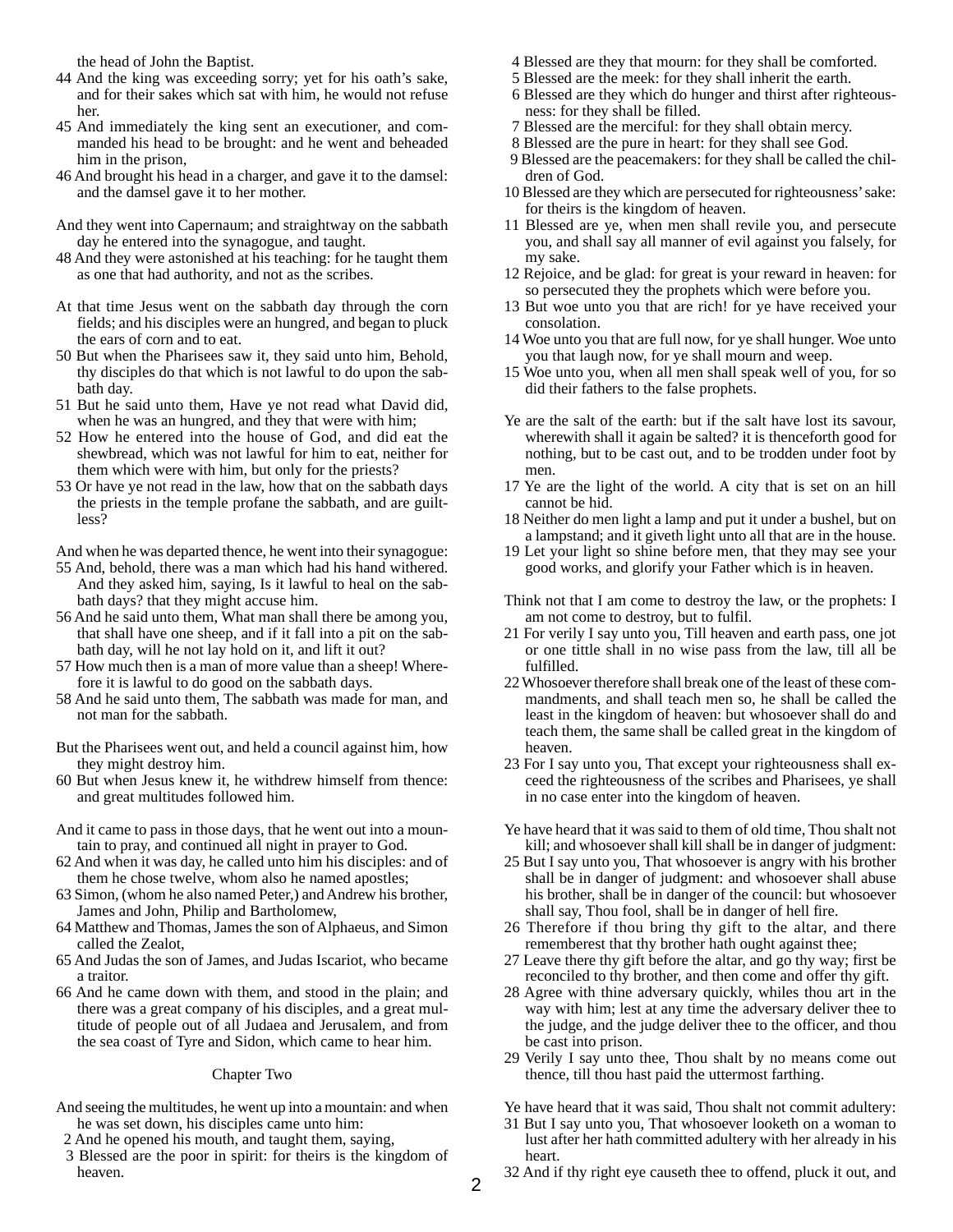the head of John the Baptist.

44 And the king was exceeding sorry; yet for his oath's sake, and for their sakes which sat with him, he would not refuse her.

45 And immediately the king sent an executioner, and commanded his head to be brought: and he went and beheaded him in the prison,

46 And brought his head in a charger, and gave it to the damsel: and the damsel gave it to her mother.

And they went into Capernaum; and straightway on the sabbath day he entered into the synagogue, and taught.

48 And they were astonished at his teaching: for he taught them as one that had authority, and not as the scribes.

At that time Jesus went on the sabbath day through the corn fields; and his disciples were an hungred, and began to pluck the ears of corn and to eat.

50 But when the Pharisees saw it, they said unto him, Behold, thy disciples do that which is not lawful to do upon the sabbath day.

51 But he said unto them, Have ye not read what David did, when he was an hungred, and they that were with him;

52 How he entered into the house of God, and did eat the shewbread, which was not lawful for him to eat, neither for them which were with him, but only for the priests?

53 Or have ye not read in the law, how that on the sabbath days the priests in the temple profane the sabbath, and are guiltless?

And when he was departed thence, he went into their synagogue:

55 And, behold, there was a man which had his hand withered. And they asked him, saying, Is it lawful to heal on the sabbath days? that they might accuse him.

56 And he said unto them, What man shall there be among you, that shall have one sheep, and if it fall into a pit on the sabbath day, will he not lay hold on it, and lift it out?

57 How much then is a man of more value than a sheep! Wherefore it is lawful to do good on the sabbath days.

58 And he said unto them, The sabbath was made for man, and not man for the sabbath.

But the Pharisees went out, and held a council against him, how they might destroy him.

60 But when Jesus knew it, he withdrew himself from thence: and great multitudes followed him.

And it came to pass in those days, that he went out into a mountain to pray, and continued all night in prayer to God.

62 And when it was day, he called unto him his disciples: and of them he chose twelve, whom also he named apostles;

63 Simon, (whom he also named Peter,) and Andrew his brother, James and John, Philip and Bartholomew,

64 Matthew and Thomas, James the son of Alphaeus, and Simon called the Zealot,

65 And Judas the son of James, and Judas Iscariot, who became a traitor.

66 And he came down with them, and stood in the plain; and there was a great company of his disciples, and a great multitude of people out of all Judaea and Jerusalem, and from the sea coast of Tyre and Sidon, which came to hear him.

## Chapter Two

And seeing the multitudes, he went up into a mountain: and when he was set down, his disciples came unto him:

2 And he opened his mouth, and taught them, saying,

3 Blessed are the poor in spirit: for theirs is the kingdom of heaven.

4 Blessed are they that mourn: for they shall be comforted.

5 Blessed are the meek: for they shall inherit the earth.

6 Blessed are they which do hunger and thirst after righteousness: for they shall be filled.

7 Blessed are the merciful: for they shall obtain mercy.

8 Blessed are the pure in heart: for they shall see God.

9 Blessed are the peacemakers: for they shall be called the children of God.

10 Blessed are they which are persecuted for righteousness' sake: for theirs is the kingdom of heaven.

11 Blessed are ye, when men shall revile you, and persecute you, and shall say all manner of evil against you falsely, for my sake.

12 Rejoice, and be glad: for great is your reward in heaven: for so persecuted they the prophets which were before you.

13 But woe unto you that are rich! for ye have received your consolation.

14 Woe unto you that are full now, for ye shall hunger. Woe unto you that laugh now, for ye shall mourn and weep.

15 Woe unto you, when all men shall speak well of you, for so did their fathers to the false prophets.

Ye are the salt of the earth: but if the salt have lost its savour, wherewith shall it again be salted? it is thenceforth good for nothing, but to be cast out, and to be trodden under foot by men.

17 Ye are the light of the world. A city that is set on an hill cannot be hid.

18 Neither do men light a lamp and put it under a bushel, but on a lampstand; and it giveth light unto all that are in the house.

19 Let your light so shine before men, that they may see your good works, and glorify your Father which is in heaven.

Think not that I am come to destroy the law, or the prophets: I am not come to destroy, but to fulfil.

21 For verily I say unto you, Till heaven and earth pass, one jot or one tittle shall in no wise pass from the law, till all be fulfilled.

22 Whosoever therefore shall break one of the least of these commandments, and shall teach men so, he shall be called the least in the kingdom of heaven: but whosoever shall do and teach them, the same shall be called great in the kingdom of heaven.

23 For I say unto you, That except your righteousness shall exceed the righteousness of the scribes and Pharisees, ye shall in no case enter into the kingdom of heaven.

Ye have heard that it was said to them of old time, Thou shalt not kill; and whosoever shall kill shall be in danger of judgment:

25 But I say unto you, That whosoever is angry with his brother shall be in danger of judgment: and whosoever shall abuse his brother, shall be in danger of the council: but whosoever shall say, Thou fool, shall be in danger of hell fire.

26 Therefore if thou bring thy gift to the altar, and there rememberest that thy brother hath ought against thee;

27 Leave there thy gift before the altar, and go thy way; first be reconciled to thy brother, and then come and offer thy gift.

28 Agree with thine adversary quickly, whiles thou art in the way with him; lest at any time the adversary deliver thee to the judge, and the judge deliver thee to the officer, and thou be cast into prison.

29 Verily I say unto thee, Thou shalt by no means come out thence, till thou hast paid the uttermost farthing.

Ye have heard that it was said, Thou shalt not commit adultery:

31 But I say unto you, That whosoever looketh on a woman to lust after her hath committed adultery with her already in his heart.

32 And if thy right eye causeth thee to offend, pluck it out, and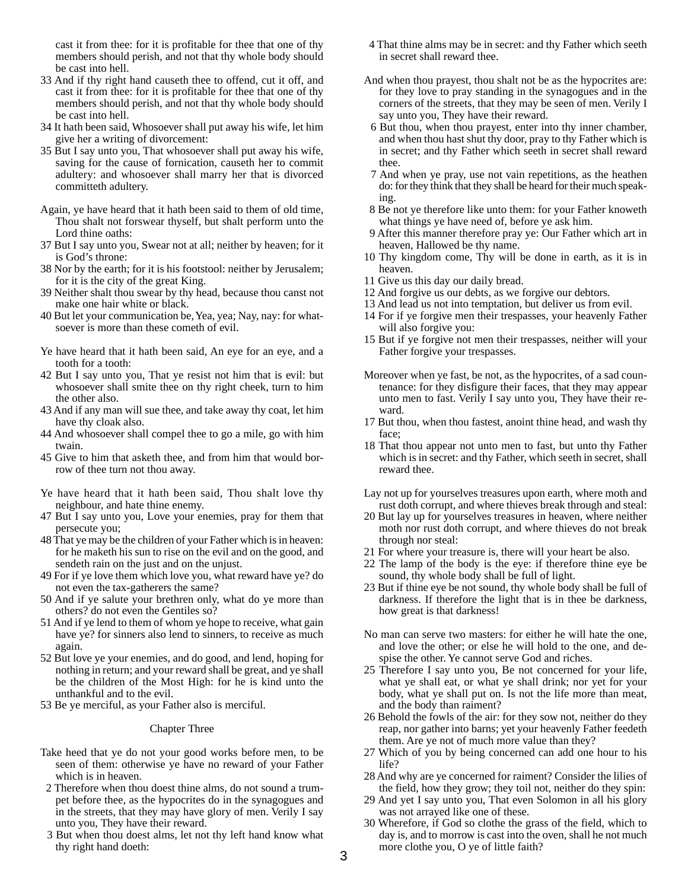cast it from thee: for it is profitable for thee that one of thy members should perish, and not that thy whole body should be cast into hell.

33 And if thy right hand causeth thee to offend, cut it off, and cast it from thee: for it is profitable for thee that one of thy members should perish, and not that thy whole body should be cast into hell.

34 It hath been said, Whosoever shall put away his wife, let him give her a writing of divorcement:

35 But I say unto you, That whosoever shall put away his wife, saving for the cause of fornication, causeth her to commit adultery: and whosoever shall marry her that is divorced committeth adultery.

Again, ye have heard that it hath been said to them of old time, Thou shalt not forswear thyself, but shalt perform unto the Lord thine oaths:

37 But I say unto you, Swear not at all; neither by heaven; for it is God's throne:

38 Nor by the earth; for it is his footstool: neither by Jerusalem; for it is the city of the great King.

39 Neither shalt thou swear by thy head, because thou canst not make one hair white or black.

40 But let your communication be, Yea, yea; Nay, nay: for whatsoever is more than these cometh of evil.

Ye have heard that it hath been said, An eye for an eye, and a tooth for a tooth:

42 But I say unto you, That ye resist not him that is evil: but whosoever shall smite thee on thy right cheek, turn to him the other also.

43 And if any man will sue thee, and take away thy coat, let him have thy cloak also.

44 And whosoever shall compel thee to go a mile, go with him twain.

45 Give to him that asketh thee, and from him that would borrow of thee turn not thou away.

Ye have heard that it hath been said, Thou shalt love thy neighbour, and hate thine enemy.

47 But I say unto you, Love your enemies, pray for them that persecute you;

48 That ye may be the children of your Father which is in heaven: for he maketh his sun to rise on the evil and on the good, and sendeth rain on the just and on the unjust.

49 For if ye love them which love you, what reward have ye? do not even the tax-gatherers the same?

50 And if ye salute your brethren only, what do ye more than others? do not even the Gentiles so?

51 And if ye lend to them of whom ye hope to receive, what gain have ye? for sinners also lend to sinners, to receive as much again.

52 But love ye your enemies, and do good, and lend, hoping for nothing in return; and your reward shall be great, and ye shall be the children of the Most High: for he is kind unto the unthankful and to the evil.

53 Be ye merciful, as your Father also is merciful.

## Chapter Three

Take heed that ye do not your good works before men, to be seen of them: otherwise ye have no reward of your Father which is in heaven.

2 Therefore when thou doest thine alms, do not sound a trumpet before thee, as the hypocrites do in the synagogues and in the streets, that they may have glory of men. Verily I say unto you, They have their reward.

3 But when thou doest alms, let not thy left hand know what thy right hand doeth:

4 That thine alms may be in secret: and thy Father which seeth in secret shall reward thee.

And when thou prayest, thou shalt not be as the hypocrites are: for they love to pray standing in the synagogues and in the corners of the streets, that they may be seen of men. Verily I say unto you, They have their reward.

6 But thou, when thou prayest, enter into thy inner chamber, and when thou hast shut thy door, pray to thy Father which is in secret; and thy Father which seeth in secret shall reward thee.

7 And when ye pray, use not vain repetitions, as the heathen do: for they think that they shall be heard for their much speaking.

8 Be not ye therefore like unto them: for your Father knoweth what things ye have need of, before ye ask him.

9 After this manner therefore pray ye: Our Father which art in heaven, Hallowed be thy name.

10 Thy kingdom come, Thy will be done in earth, as it is in heaven.

11 Give us this day our daily bread.

12 And forgive us our debts, as we forgive our debtors.

13 And lead us not into temptation, but deliver us from evil.

14 For if ye forgive men their trespasses, your heavenly Father will also forgive you:

15 But if ye forgive not men their trespasses, neither will your Father forgive your trespasses.

Moreover when ye fast, be not, as the hypocrites, of a sad countenance: for they disfigure their faces, that they may appear unto men to fast. Verily I say unto you, They have their reward.

17 But thou, when thou fastest, anoint thine head, and wash thy face;

18 That thou appear not unto men to fast, but unto thy Father which is in secret: and thy Father, which seeth in secret, shall reward thee.

Lay not up for yourselves treasures upon earth, where moth and rust doth corrupt, and where thieves break through and steal:

20 But lay up for yourselves treasures in heaven, where neither moth nor rust doth corrupt, and where thieves do not break through nor steal:

21 For where your treasure is, there will your heart be also.

22 The lamp of the body is the eye: if therefore thine eye be sound, thy whole body shall be full of light.

23 But if thine eye be not sound, thy whole body shall be full of darkness. If therefore the light that is in thee be darkness, how great is that darkness!

No man can serve two masters: for either he will hate the one, and love the other; or else he will hold to the one, and despise the other. Ye cannot serve God and riches.

25 Therefore I say unto you, Be not concerned for your life, what ye shall eat, or what ye shall drink; nor yet for your body, what ye shall put on. Is not the life more than meat, and the body than raiment?

26 Behold the fowls of the air: for they sow not, neither do they reap, nor gather into barns; yet your heavenly Father feedeth them. Are ye not of much more value than they?

27 Which of you by being concerned can add one hour to his life?

28 And why are ye concerned for raiment? Consider the lilies of the field, how they grow; they toil not, neither do they spin:

29 And yet I say unto you, That even Solomon in all his glory was not arrayed like one of these.

30 Wherefore, if God so clothe the grass of the field, which to day is, and to morrow is cast into the oven, shall he not much more clothe you, O ye of little faith?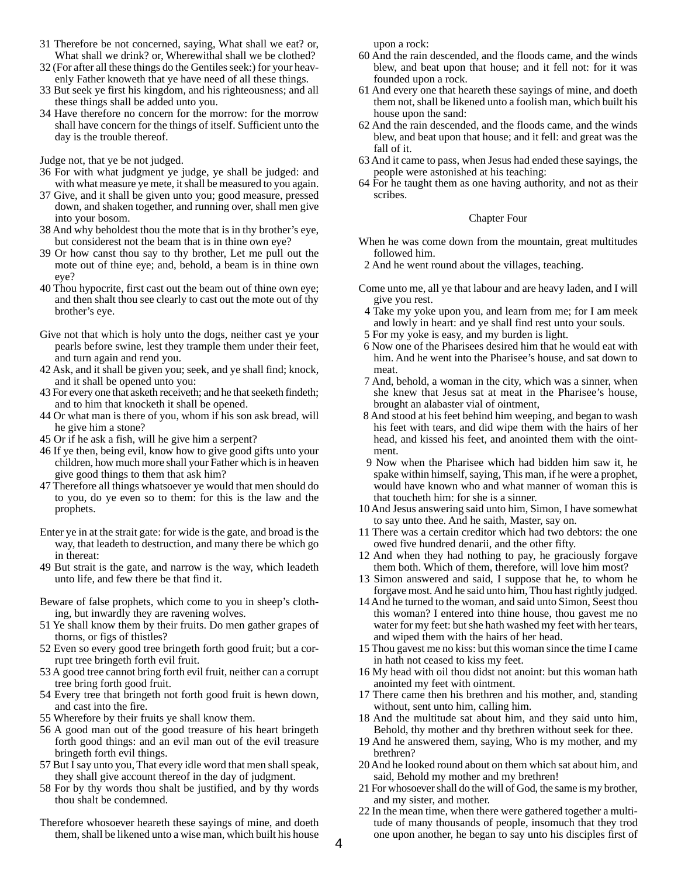31 Therefore be not concerned, saying, What shall we eat? or, What shall we drink? or, Wherewithal shall we be clothed?
32 (For after all these things do the Gentiles seek:) for your heavenly Father knoweth that ye have need of all these things.
33 But seek ye first his kingdom, and his righteousness; and all these things shall be added unto you.
34 Have therefore no concern for the morrow: for the morrow shall have concern for the things of itself. Sufficient unto the day is the trouble thereof.

Judge not, that ye be not judged.
36 For with what judgment ye judge, ye shall be judged: and with what measure ye mete, it shall be measured to you again.
37 Give, and it shall be given unto you; good measure, pressed down, and shaken together, and running over, shall men give into your bosom.
38 And why beholdest thou the mote that is in thy brother's eye, but considerest not the beam that is in thine own eye?
39 Or how canst thou say to thy brother, Let me pull out the mote out of thine eye; and, behold, a beam is in thine own eye?
40 Thou hypocrite, first cast out the beam out of thine own eye; and then shalt thou see clearly to cast out the mote out of thy brother's eye.

Give not that which is holy unto the dogs, neither cast ye your pearls before swine, lest they trample them under their feet, and turn again and rend you.
42 Ask, and it shall be given you; seek, and ye shall find; knock, and it shall be opened unto you:
43 For every one that asketh receiveth; and he that seeketh findeth; and to him that knocketh it shall be opened.
44 Or what man is there of you, whom if his son ask bread, will he give him a stone?
45 Or if he ask a fish, will he give him a serpent?
46 If ye then, being evil, know how to give good gifts unto your children, how much more shall your Father which is in heaven give good things to them that ask him?
47 Therefore all things whatsoever ye would that men should do to you, do ye even so to them: for this is the law and the prophets.

Enter ye in at the strait gate: for wide is the gate, and broad is the way, that leadeth to destruction, and many there be which go in thereat:
49 But strait is the gate, and narrow is the way, which leadeth unto life, and few there be that find it.

Beware of false prophets, which come to you in sheep's clothing, but inwardly they are ravening wolves.
51 Ye shall know them by their fruits. Do men gather grapes of thorns, or figs of thistles?
52 Even so every good tree bringeth forth good fruit; but a corrupt tree bringeth forth evil fruit.
53 A good tree cannot bring forth evil fruit, neither can a corrupt tree bring forth good fruit.
54 Every tree that bringeth not forth good fruit is hewn down, and cast into the fire.
55 Wherefore by their fruits ye shall know them.
56 A good man out of the good treasure of his heart bringeth forth good things: and an evil man out of the evil treasure bringeth forth evil things.
57 But I say unto you, That every idle word that men shall speak, they shall give account thereof in the day of judgment.
58 For by thy words thou shalt be justified, and by thy words thou shalt be condemned.

Therefore whosoever heareth these sayings of mine, and doeth them, shall be likened unto a wise man, which built his house upon a rock:
60 And the rain descended, and the floods came, and the winds blew, and beat upon that house; and it fell not: for it was founded upon a rock.
61 And every one that heareth these sayings of mine, and doeth them not, shall be likened unto a foolish man, which built his house upon the sand:
62 And the rain descended, and the floods came, and the winds blew, and beat upon that house; and it fell: and great was the fall of it.
63 And it came to pass, when Jesus had ended these sayings, the people were astonished at his teaching:
64 For he taught them as one having authority, and not as their scribes.

## Chapter Four

When he was come down from the mountain, great multitudes followed him.
2 And he went round about the villages, teaching.

Come unto me, all ye that labour and are heavy laden, and I will give you rest.
4 Take my yoke upon you, and learn from me; for I am meek and lowly in heart: and ye shall find rest unto your souls.
5 For my yoke is easy, and my burden is light.
6 Now one of the Pharisees desired him that he would eat with him. And he went into the Pharisee's house, and sat down to meat.
7 And, behold, a woman in the city, which was a sinner, when she knew that Jesus sat at meat in the Pharisee's house, brought an alabaster vial of ointment,
8 And stood at his feet behind him weeping, and began to wash his feet with tears, and did wipe them with the hairs of her head, and kissed his feet, and anointed them with the ointment.
9 Now when the Pharisee which had bidden him saw it, he spake within himself, saying, This man, if he were a prophet, would have known who and what manner of woman this is that toucheth him: for she is a sinner.
10 And Jesus answering said unto him, Simon, I have somewhat to say unto thee. And he saith, Master, say on.
11 There was a certain creditor which had two debtors: the one owed five hundred denarii, and the other fifty.
12 And when they had nothing to pay, he graciously forgave them both. Which of them, therefore, will love him most?
13 Simon answered and said, I suppose that he, to whom he forgave most. And he said unto him, Thou hast rightly judged.
14 And he turned to the woman, and said unto Simon, Seest thou this woman? I entered into thine house, thou gavest me no water for my feet: but she hath washed my feet with her tears, and wiped them with the hairs of her head.
15 Thou gavest me no kiss: but this woman since the time I came in hath not ceased to kiss my feet.
16 My head with oil thou didst not anoint: but this woman hath anointed my feet with ointment.
17 There came then his brethren and his mother, and, standing without, sent unto him, calling him.
18 And the multitude sat about him, and they said unto him, Behold, thy mother and thy brethren without seek for thee.
19 And he answered them, saying, Who is my mother, and my brethren?
20 And he looked round about on them which sat about him, and said, Behold my mother and my brethren!
21 For whosoever shall do the will of God, the same is my brother, and my sister, and mother.
22 In the mean time, when there were gathered together a multitude of many thousands of people, insomuch that they trod one upon another, he began to say unto his disciples first of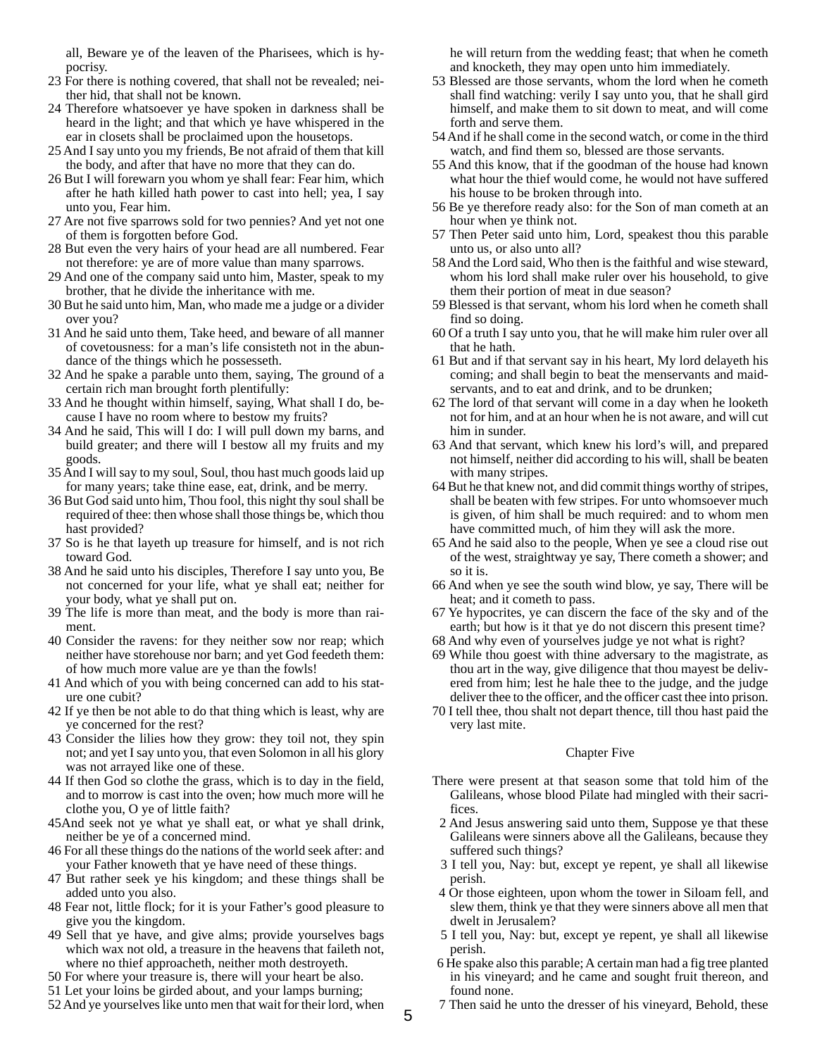all, Beware ye of the leaven of the Pharisees, which is hypocrisy.

23 For there is nothing covered, that shall not be revealed; neither hid, that shall not be known.

24 Therefore whatsoever ye have spoken in darkness shall be heard in the light; and that which ye have whispered in the ear in closets shall be proclaimed upon the housetops.

25 And I say unto you my friends, Be not afraid of them that kill the body, and after that have no more that they can do.

26 But I will forewarn you whom ye shall fear: Fear him, which after he hath killed hath power to cast into hell; yea, I say unto you, Fear him.

27 Are not five sparrows sold for two pennies? And yet not one of them is forgotten before God.

28 But even the very hairs of your head are all numbered. Fear not therefore: ye are of more value than many sparrows.

29 And one of the company said unto him, Master, speak to my brother, that he divide the inheritance with me.

30 But he said unto him, Man, who made me a judge or a divider over you?

31 And he said unto them, Take heed, and beware of all manner of covetousness: for a man's life consisteth not in the abundance of the things which he possesseth.

32 And he spake a parable unto them, saying, The ground of a certain rich man brought forth plentifully:

33 And he thought within himself, saying, What shall I do, because I have no room where to bestow my fruits?

34 And he said, This will I do: I will pull down my barns, and build greater; and there will I bestow all my fruits and my goods.

35 And I will say to my soul, Soul, thou hast much goods laid up for many years; take thine ease, eat, drink, and be merry.

36 But God said unto him, Thou fool, this night thy soul shall be required of thee: then whose shall those things be, which thou hast provided?

37 So is he that layeth up treasure for himself, and is not rich toward God.

38 And he said unto his disciples, Therefore I say unto you, Be not concerned for your life, what ye shall eat; neither for your body, what ye shall put on.

39 The life is more than meat, and the body is more than raiment.

40 Consider the ravens: for they neither sow nor reap; which neither have storehouse nor barn; and yet God feedeth them: of how much more value are ye than the fowls!

41 And which of you with being concerned can add to his stature one cubit?

42 If ye then be not able to do that thing which is least, why are ye concerned for the rest?

43 Consider the lilies how they grow: they toil not, they spin not; and yet I say unto you, that even Solomon in all his glory was not arrayed like one of these.

44 If then God so clothe the grass, which is to day in the field, and to morrow is cast into the oven; how much more will he clothe you, O ye of little faith?

45 And seek not ye what ye shall eat, or what ye shall drink, neither be ye of a concerned mind.

46 For all these things do the nations of the world seek after: and your Father knoweth that ye have need of these things.

47 But rather seek ye his kingdom; and these things shall be added unto you also.

48 Fear not, little flock; for it is your Father's good pleasure to give you the kingdom.

49 Sell that ye have, and give alms; provide yourselves bags which wax not old, a treasure in the heavens that faileth not, where no thief approacheth, neither moth destroyeth.

50 For where your treasure is, there will your heart be also.

51 Let your loins be girded about, and your lamps burning;

52 And ye yourselves like unto men that wait for their lord, when he will return from the wedding feast; that when he cometh and knocketh, they may open unto him immediately.

53 Blessed are those servants, whom the lord when he cometh shall find watching: verily I say unto you, that he shall gird himself, and make them to sit down to meat, and will come forth and serve them.

54 And if he shall come in the second watch, or come in the third watch, and find them so, blessed are those servants.

55 And this know, that if the goodman of the house had known what hour the thief would come, he would not have suffered his house to be broken through into.

56 Be ye therefore ready also: for the Son of man cometh at an hour when ye think not.

57 Then Peter said unto him, Lord, speakest thou this parable unto us, or also unto all?

58 And the Lord said, Who then is the faithful and wise steward, whom his lord shall make ruler over his household, to give them their portion of meat in due season?

59 Blessed is that servant, whom his lord when he cometh shall find so doing.

60 Of a truth I say unto you, that he will make him ruler over all that he hath.

61 But and if that servant say in his heart, My lord delayeth his coming; and shall begin to beat the menservants and maidservants, and to eat and drink, and to be drunken;

62 The lord of that servant will come in a day when he looketh not for him, and at an hour when he is not aware, and will cut him in sunder.

63 And that servant, which knew his lord's will, and prepared not himself, neither did according to his will, shall be beaten with many stripes.

64 But he that knew not, and did commit things worthy of stripes, shall be beaten with few stripes. For unto whomsoever much is given, of him shall be much required: and to whom men have committed much, of him they will ask the more.

65 And he said also to the people, When ye see a cloud rise out of the west, straightway ye say, There cometh a shower; and so it is.

66 And when ye see the south wind blow, ye say, There will be heat; and it cometh to pass.

67 Ye hypocrites, ye can discern the face of the sky and of the earth; but how is it that ye do not discern this present time?

68 And why even of yourselves judge ye not what is right?

69 While thou goest with thine adversary to the magistrate, as thou art in the way, give diligence that thou mayest be delivered from him; lest he hale thee to the judge, and the judge deliver thee to the officer, and the officer cast thee into prison.

70 I tell thee, thou shalt not depart thence, till thou hast paid the very last mite.

## Chapter Five

There were present at that season some that told him of the Galileans, whose blood Pilate had mingled with their sacrifices.

2 And Jesus answering said unto them, Suppose ye that these Galileans were sinners above all the Galileans, because they suffered such things?

3 I tell you, Nay: but, except ye repent, ye shall all likewise perish.

4 Or those eighteen, upon whom the tower in Siloam fell, and slew them, think ye that they were sinners above all men that dwelt in Jerusalem?

5 I tell you, Nay: but, except ye repent, ye shall all likewise perish.

6 He spake also this parable; A certain man had a fig tree planted in his vineyard; and he came and sought fruit thereon, and found none.

7 Then said he unto the dresser of his vineyard, Behold, these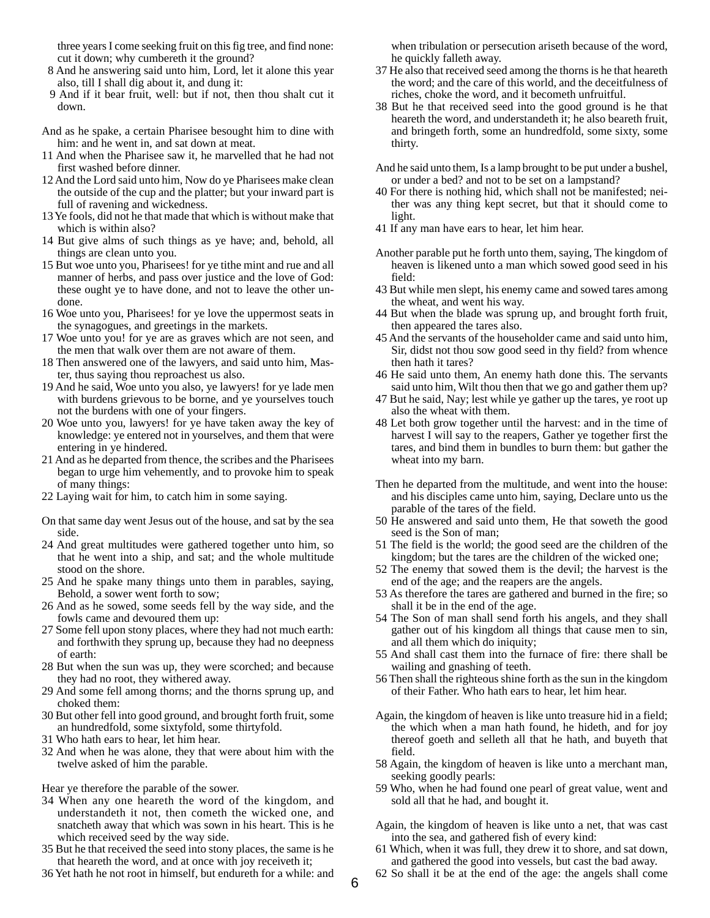three years I come seeking fruit on this fig tree, and find none: cut it down; why cumbereth it the ground?

8 And he answering said unto him, Lord, let it alone this year also, till I shall dig about it, and dung it:

9 And if it bear fruit, well: but if not, then thou shalt cut it down.

And as he spake, a certain Pharisee besought him to dine with him: and he went in, and sat down at meat.

11 And when the Pharisee saw it, he marvelled that he had not first washed before dinner.

12 And the Lord said unto him, Now do ye Pharisees make clean the outside of the cup and the platter; but your inward part is full of ravening and wickedness.

13 Ye fools, did not he that made that which is without make that which is within also?

14 But give alms of such things as ye have; and, behold, all things are clean unto you.

15 But woe unto you, Pharisees! for ye tithe mint and rue and all manner of herbs, and pass over justice and the love of God: these ought ye to have done, and not to leave the other undone.

16 Woe unto you, Pharisees! for ye love the uppermost seats in the synagogues, and greetings in the markets.

17 Woe unto you! for ye are as graves which are not seen, and the men that walk over them are not aware of them.

18 Then answered one of the lawyers, and said unto him, Master, thus saying thou reproachest us also.

19 And he said, Woe unto you also, ye lawyers! for ye lade men with burdens grievous to be borne, and ye yourselves touch not the burdens with one of your fingers.

20 Woe unto you, lawyers! for ye have taken away the key of knowledge: ye entered not in yourselves, and them that were entering in ye hindered.

21 And as he departed from thence, the scribes and the Pharisees began to urge him vehemently, and to provoke him to speak of many things:

22 Laying wait for him, to catch him in some saying.

On that same day went Jesus out of the house, and sat by the sea side.

24 And great multitudes were gathered together unto him, so that he went into a ship, and sat; and the whole multitude stood on the shore.

25 And he spake many things unto them in parables, saying, Behold, a sower went forth to sow;

26 And as he sowed, some seeds fell by the way side, and the fowls came and devoured them up:

27 Some fell upon stony places, where they had not much earth: and forthwith they sprung up, because they had no deepness of earth:

28 But when the sun was up, they were scorched; and because they had no root, they withered away.

29 And some fell among thorns; and the thorns sprung up, and choked them:

30 But other fell into good ground, and brought forth fruit, some an hundredfold, some sixtyfold, some thirtyfold.

31 Who hath ears to hear, let him hear.

32 And when he was alone, they that were about him with the twelve asked of him the parable.

Hear ye therefore the parable of the sower.

34 When any one heareth the word of the kingdom, and understandeth it not, then cometh the wicked one, and snatcheth away that which was sown in his heart. This is he which received seed by the way side.

35 But he that received the seed into stony places, the same is he that heareth the word, and at once with joy receiveth it;

36 Yet hath he not root in himself, but endureth for a while: and when tribulation or persecution ariseth because of the word, he quickly falleth away.

37 He also that received seed among the thorns is he that heareth the word; and the care of this world, and the deceitfulness of riches, choke the word, and it becometh unfruitful.

38 But he that received seed into the good ground is he that heareth the word, and understandeth it; he also beareth fruit, and bringeth forth, some an hundredfold, some sixty, some thirty.

And he said unto them, Is a lamp brought to be put under a bushel, or under a bed? and not to be set on a lampstand?

40 For there is nothing hid, which shall not be manifested; neither was any thing kept secret, but that it should come to light.

41 If any man have ears to hear, let him hear.

Another parable put he forth unto them, saying, The kingdom of heaven is likened unto a man which sowed good seed in his field:

43 But while men slept, his enemy came and sowed tares among the wheat, and went his way.

44 But when the blade was sprung up, and brought forth fruit, then appeared the tares also.

45 And the servants of the householder came and said unto him, Sir, didst not thou sow good seed in thy field? from whence then hath it tares?

46 He said unto them, An enemy hath done this. The servants said unto him, Wilt thou then that we go and gather them up?

47 But he said, Nay; lest while ye gather up the tares, ye root up also the wheat with them.

48 Let both grow together until the harvest: and in the time of harvest I will say to the reapers, Gather ye together first the tares, and bind them in bundles to burn them: but gather the wheat into my barn.

Then he departed from the multitude, and went into the house: and his disciples came unto him, saying, Declare unto us the parable of the tares of the field.

50 He answered and said unto them, He that soweth the good seed is the Son of man;

51 The field is the world; the good seed are the children of the kingdom; but the tares are the children of the wicked one;

52 The enemy that sowed them is the devil; the harvest is the end of the age; and the reapers are the angels.

53 As therefore the tares are gathered and burned in the fire; so shall it be in the end of the age.

54 The Son of man shall send forth his angels, and they shall gather out of his kingdom all things that cause men to sin, and all them which do iniquity;

55 And shall cast them into the furnace of fire: there shall be wailing and gnashing of teeth.

56 Then shall the righteous shine forth as the sun in the kingdom of their Father. Who hath ears to hear, let him hear.

Again, the kingdom of heaven is like unto treasure hid in a field; the which when a man hath found, he hideth, and for joy thereof goeth and selleth all that he hath, and buyeth that field.

58 Again, the kingdom of heaven is like unto a merchant man, seeking goodly pearls:

59 Who, when he had found one pearl of great value, went and sold all that he had, and bought it.

Again, the kingdom of heaven is like unto a net, that was cast into the sea, and gathered fish of every kind:

61 Which, when it was full, they drew it to shore, and sat down, and gathered the good into vessels, but cast the bad away.

62 So shall it be at the end of the age: the angels shall come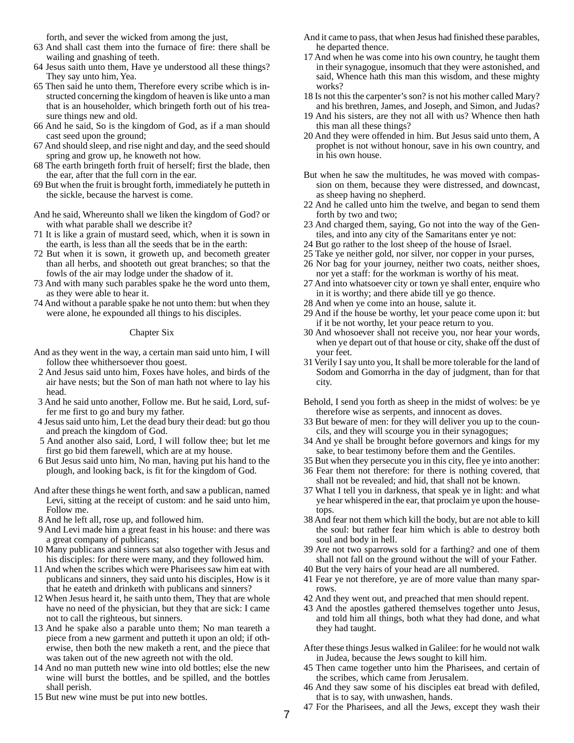forth, and sever the wicked from among the just,

63 And shall cast them into the furnace of fire: there shall be wailing and gnashing of teeth.

64 Jesus saith unto them, Have ye understood all these things? They say unto him, Yea.

65 Then said he unto them, Therefore every scribe which is instructed concerning the kingdom of heaven is like unto a man that is an householder, which bringeth forth out of his treasure things new and old.

66 And he said, So is the kingdom of God, as if a man should cast seed upon the ground;

67 And should sleep, and rise night and day, and the seed should spring and grow up, he knoweth not how.

68 The earth bringeth forth fruit of herself; first the blade, then the ear, after that the full corn in the ear.

69 But when the fruit is brought forth, immediately he putteth in the sickle, because the harvest is come.

And he said, Whereunto shall we liken the kingdom of God? or with what parable shall we describe it?

71 It is like a grain of mustard seed, which, when it is sown in the earth, is less than all the seeds that be in the earth:

72 But when it is sown, it groweth up, and becometh greater than all herbs, and shooteth out great branches; so that the fowls of the air may lodge under the shadow of it.

73 And with many such parables spake he the word unto them, as they were able to hear it.

74 And without a parable spake he not unto them: but when they were alone, he expounded all things to his disciples.

## Chapter Six

And as they went in the way, a certain man said unto him, I will follow thee whithersoever thou goest.

2 And Jesus said unto him, Foxes have holes, and birds of the air have nests; but the Son of man hath not where to lay his head.

3 And he said unto another, Follow me. But he said, Lord, suffer me first to go and bury my father.

4 Jesus said unto him, Let the dead bury their dead: but go thou and preach the kingdom of God.

5 And another also said, Lord, I will follow thee; but let me first go bid them farewell, which are at my house.

6 But Jesus said unto him, No man, having put his hand to the plough, and looking back, is fit for the kingdom of God.

And after these things he went forth, and saw a publican, named Levi, sitting at the receipt of custom: and he said unto him, Follow me.

8 And he left all, rose up, and followed him.

9 And Levi made him a great feast in his house: and there was a great company of publicans;

10 Many publicans and sinners sat also together with Jesus and his disciples: for there were many, and they followed him.

11 And when the scribes which were Pharisees saw him eat with publicans and sinners, they said unto his disciples, How is it that he eateth and drinketh with publicans and sinners?

12 When Jesus heard it, he saith unto them, They that are whole have no need of the physician, but they that are sick: I came not to call the righteous, but sinners.

13 And he spake also a parable unto them; No man teareth a piece from a new garment and putteth it upon an old; if otherwise, then both the new maketh a rent, and the piece that was taken out of the new agreeth not with the old.

14 And no man putteth new wine into old bottles; else the new wine will burst the bottles, and be spilled, and the bottles shall perish.

15 But new wine must be put into new bottles.

And it came to pass, that when Jesus had finished these parables, he departed thence.

17 And when he was come into his own country, he taught them in their synagogue, insomuch that they were astonished, and said, Whence hath this man this wisdom, and these mighty works?

18 Is not this the carpenter's son? is not his mother called Mary? and his brethren, James, and Joseph, and Simon, and Judas?

19 And his sisters, are they not all with us? Whence then hath this man all these things?

20 And they were offended in him. But Jesus said unto them, A prophet is not without honour, save in his own country, and in his own house.

But when he saw the multitudes, he was moved with compassion on them, because they were distressed, and downcast, as sheep having no shepherd.

22 And he called unto him the twelve, and began to send them forth by two and two;

23 And charged them, saying, Go not into the way of the Gentiles, and into any city of the Samaritans enter ye not:

24 But go rather to the lost sheep of the house of Israel.

25 Take ye neither gold, nor silver, nor copper in your purses,

26 Nor bag for your journey, neither two coats, neither shoes, nor yet a staff: for the workman is worthy of his meat.

27 And into whatsoever city or town ye shall enter, enquire who in it is worthy; and there abide till ye go thence.

28 And when ye come into an house, salute it.

29 And if the house be worthy, let your peace come upon it: but if it be not worthy, let your peace return to you.

30 And whosoever shall not receive you, nor hear your words, when ye depart out of that house or city, shake off the dust of your feet.

31 Verily I say unto you, It shall be more tolerable for the land of Sodom and Gomorrha in the day of judgment, than for that city.

Behold, I send you forth as sheep in the midst of wolves: be ye therefore wise as serpents, and innocent as doves.

33 But beware of men: for they will deliver you up to the councils, and they will scourge you in their synagogues;

34 And ye shall be brought before governors and kings for my sake, to bear testimony before them and the Gentiles.

35 But when they persecute you in this city, flee ye into another:

36 Fear them not therefore: for there is nothing covered, that shall not be revealed; and hid, that shall not be known.

37 What I tell you in darkness, that speak ye in light: and what ye hear whispered in the ear, that proclaim ye upon the housetops.

38 And fear not them which kill the body, but are not able to kill the soul: but rather fear him which is able to destroy both soul and body in hell.

39 Are not two sparrows sold for a farthing? and one of them shall not fall on the ground without the will of your Father.

40 But the very hairs of your head are all numbered.

41 Fear ye not therefore, ye are of more value than many sparrows.

42 And they went out, and preached that men should repent.

43 And the apostles gathered themselves together unto Jesus, and told him all things, both what they had done, and what they had taught.

After these things Jesus walked in Galilee: for he would not walk in Judea, because the Jews sought to kill him.

45 Then came together unto him the Pharisees, and certain of the scribes, which came from Jerusalem.

46 And they saw some of his disciples eat bread with defiled, that is to say, with unwashen, hands.

47 For the Pharisees, and all the Jews, except they wash their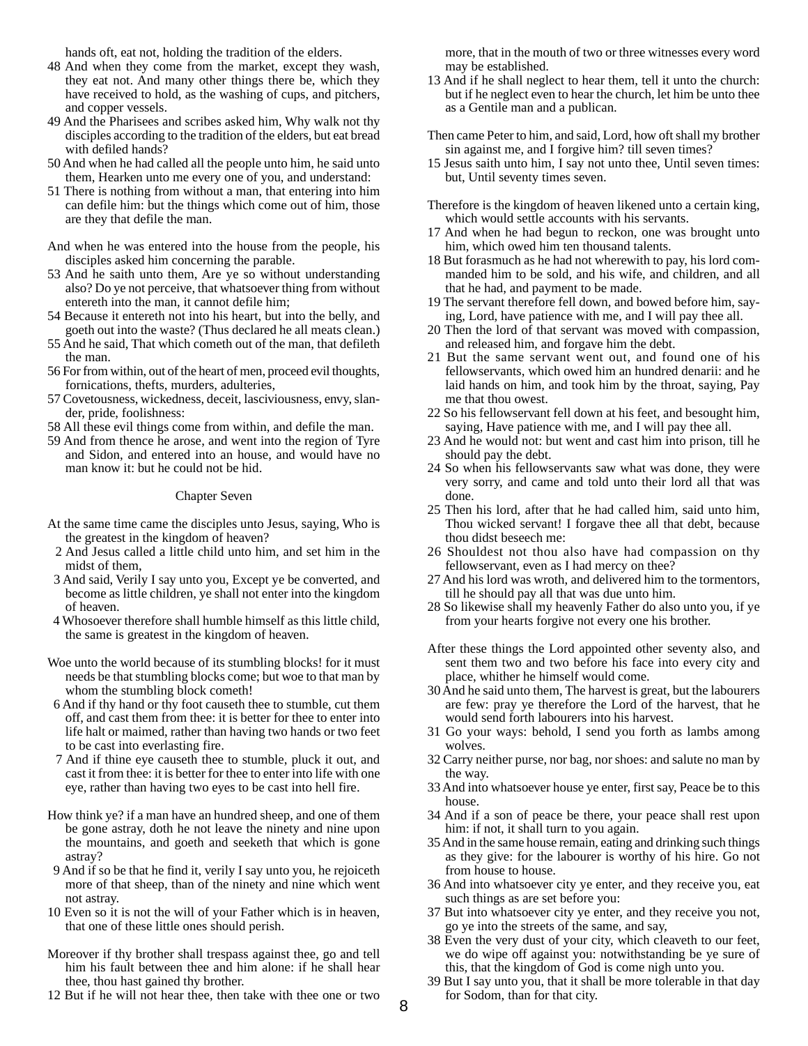hands oft, eat not, holding the tradition of the elders.

48 And when they come from the market, except they wash, they eat not. And many other things there be, which they have received to hold, as the washing of cups, and pitchers, and copper vessels.

49 And the Pharisees and scribes asked him, Why walk not thy disciples according to the tradition of the elders, but eat bread with defiled hands?

50 And when he had called all the people unto him, he said unto them, Hearken unto me every one of you, and understand:

51 There is nothing from without a man, that entering into him can defile him: but the things which come out of him, those are they that defile the man.

And when he was entered into the house from the people, his disciples asked him concerning the parable.

53 And he saith unto them, Are ye so without understanding also? Do ye not perceive, that whatsoever thing from without entereth into the man, it cannot defile him;

54 Because it entereth not into his heart, but into the belly, and goeth out into the waste? (Thus declared he all meats clean.)

55 And he said, That which cometh out of the man, that defileth the man.

56 For from within, out of the heart of men, proceed evil thoughts, fornications, thefts, murders, adulteries,

57 Covetousness, wickedness, deceit, lasciviousness, envy, slander, pride, foolishness:

58 All these evil things come from within, and defile the man.

59 And from thence he arose, and went into the region of Tyre and Sidon, and entered into an house, and would have no man know it: but he could not be hid.

## Chapter Seven

At the same time came the disciples unto Jesus, saying, Who is the greatest in the kingdom of heaven?

2 And Jesus called a little child unto him, and set him in the midst of them,

3 And said, Verily I say unto you, Except ye be converted, and become as little children, ye shall not enter into the kingdom of heaven.

4 Whosoever therefore shall humble himself as this little child, the same is greatest in the kingdom of heaven.

Woe unto the world because of its stumbling blocks! for it must needs be that stumbling blocks come; but woe to that man by whom the stumbling block cometh!

6 And if thy hand or thy foot causeth thee to stumble, cut them off, and cast them from thee: it is better for thee to enter into life halt or maimed, rather than having two hands or two feet to be cast into everlasting fire.

7 And if thine eye causeth thee to stumble, pluck it out, and cast it from thee: it is better for thee to enter into life with one eye, rather than having two eyes to be cast into hell fire.

How think ye? if a man have an hundred sheep, and one of them be gone astray, doth he not leave the ninety and nine upon the mountains, and goeth and seeketh that which is gone astray?

9 And if so be that he find it, verily I say unto you, he rejoiceth more of that sheep, than of the ninety and nine which went not astray.

10 Even so it is not the will of your Father which is in heaven, that one of these little ones should perish.

Moreover if thy brother shall trespass against thee, go and tell him his fault between thee and him alone: if he shall hear thee, thou hast gained thy brother.

12 But if he will not hear thee, then take with thee one or two more, that in the mouth of two or three witnesses every word may be established.

13 And if he shall neglect to hear them, tell it unto the church: but if he neglect even to hear the church, let him be unto thee as a Gentile man and a publican.

Then came Peter to him, and said, Lord, how oft shall my brother sin against me, and I forgive him? till seven times?

15 Jesus saith unto him, I say not unto thee, Until seven times: but, Until seventy times seven.

Therefore is the kingdom of heaven likened unto a certain king, which would settle accounts with his servants.

17 And when he had begun to reckon, one was brought unto him, which owed him ten thousand talents.

18 But forasmuch as he had not wherewith to pay, his lord commanded him to be sold, and his wife, and children, and all that he had, and payment to be made.

19 The servant therefore fell down, and bowed before him, saying, Lord, have patience with me, and I will pay thee all.

20 Then the lord of that servant was moved with compassion, and released him, and forgave him the debt.

21 But the same servant went out, and found one of his fellowservants, which owed him an hundred denarii: and he laid hands on him, and took him by the throat, saying, Pay me that thou owest.

22 So his fellowservant fell down at his feet, and besought him, saying, Have patience with me, and I will pay thee all.

23 And he would not: but went and cast him into prison, till he should pay the debt.

24 So when his fellowservants saw what was done, they were very sorry, and came and told unto their lord all that was done.

25 Then his lord, after that he had called him, said unto him, Thou wicked servant! I forgave thee all that debt, because thou didst beseech me:

26 Shouldest not thou also have had compassion on thy fellowservant, even as I had mercy on thee?

27 And his lord was wroth, and delivered him to the tormentors, till he should pay all that was due unto him.

28 So likewise shall my heavenly Father do also unto you, if ye from your hearts forgive not every one his brother.

After these things the Lord appointed other seventy also, and sent them two and two before his face into every city and place, whither he himself would come.

30 And he said unto them, The harvest is great, but the labourers are few: pray ye therefore the Lord of the harvest, that he would send forth labourers into his harvest.

31 Go your ways: behold, I send you forth as lambs among wolves.

32 Carry neither purse, nor bag, nor shoes: and salute no man by the way.

33 And into whatsoever house ye enter, first say, Peace be to this house.

34 And if a son of peace be there, your peace shall rest upon him: if not, it shall turn to you again.

35 And in the same house remain, eating and drinking such things as they give: for the labourer is worthy of his hire. Go not from house to house.

36 And into whatsoever city ye enter, and they receive you, eat such things as are set before you:

37 But into whatsoever city ye enter, and they receive you not, go ye into the streets of the same, and say,

38 Even the very dust of your city, which cleaveth to our feet, we do wipe off against you: notwithstanding be ye sure of this, that the kingdom of God is come nigh unto you.

39 But I say unto you, that it shall be more tolerable in that day for Sodom, than for that city.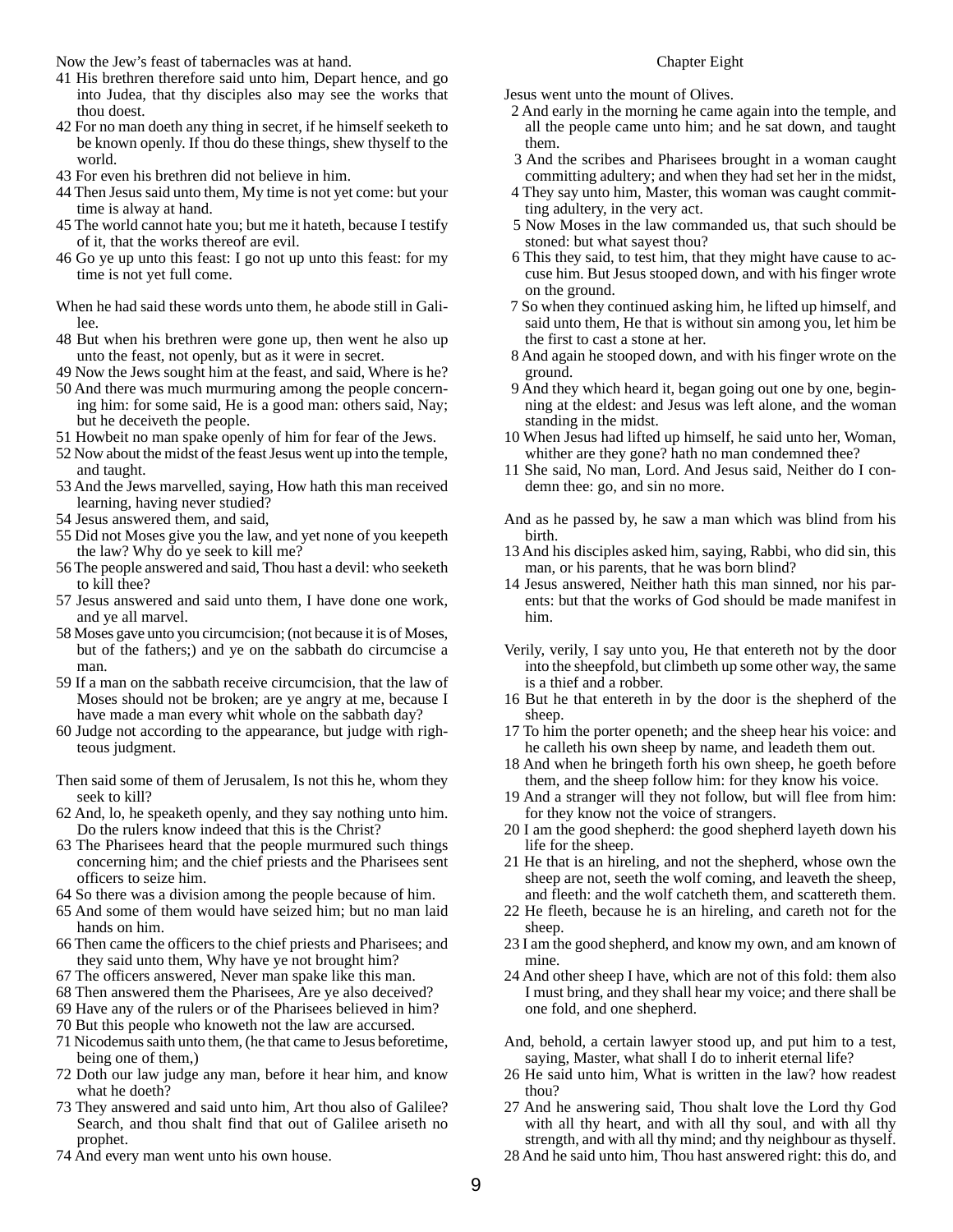Now the Jew's feast of tabernacles was at hand.

41 His brethren therefore said unto him, Depart hence, and go into Judea, that thy disciples also may see the works that thou doest.
42 For no man doeth any thing in secret, if he himself seeketh to be known openly. If thou do these things, shew thyself to the world.
43 For even his brethren did not believe in him.
44 Then Jesus said unto them, My time is not yet come: but your time is alway at hand.
45 The world cannot hate you; but me it hateth, because I testify of it, that the works thereof are evil.
46 Go ye up unto this feast: I go not up unto this feast: for my time is not yet full come.

When he had said these words unto them, he abode still in Galilee.

48 But when his brethren were gone up, then went he also up unto the feast, not openly, but as it were in secret.
49 Now the Jews sought him at the feast, and said, Where is he?
50 And there was much murmuring among the people concerning him: for some said, He is a good man: others said, Nay; but he deceiveth the people.
51 Howbeit no man spake openly of him for fear of the Jews.
52 Now about the midst of the feast Jesus went up into the temple, and taught.
53 And the Jews marvelled, saying, How hath this man received learning, having never studied?
54 Jesus answered them, and said,
55 Did not Moses give you the law, and yet none of you keepeth the law? Why do ye seek to kill me?
56 The people answered and said, Thou hast a devil: who seeketh to kill thee?
57 Jesus answered and said unto them, I have done one work, and ye all marvel.
58 Moses gave unto you circumcision; (not because it is of Moses, but of the fathers;) and ye on the sabbath do circumcise a man.
59 If a man on the sabbath receive circumcision, that the law of Moses should not be broken; are ye angry at me, because I have made a man every whit whole on the sabbath day?
60 Judge not according to the appearance, but judge with righteous judgment.

Then said some of them of Jerusalem, Is not this he, whom they seek to kill?

62 And, lo, he speaketh openly, and they say nothing unto him. Do the rulers know indeed that this is the Christ?
63 The Pharisees heard that the people murmured such things concerning him; and the chief priests and the Pharisees sent officers to seize him.
64 So there was a division among the people because of him.
65 And some of them would have seized him; but no man laid hands on him.
66 Then came the officers to the chief priests and Pharisees; and they said unto them, Why have ye not brought him?
67 The officers answered, Never man spake like this man.
68 Then answered them the Pharisees, Are ye also deceived?
69 Have any of the rulers or of the Pharisees believed in him?
70 But this people who knoweth not the law are accursed.
71 Nicodemus saith unto them, (he that came to Jesus beforetime, being one of them,)
72 Doth our law judge any man, before it hear him, and know what he doeth?
73 They answered and said unto him, Art thou also of Galilee? Search, and thou shalt find that out of Galilee ariseth no prophet.
74 And every man went unto his own house.

## Chapter Eight

Jesus went unto the mount of Olives.

2 And early in the morning he came again into the temple, and all the people came unto him; and he sat down, and taught them.
3 And the scribes and Pharisees brought in a woman caught committing adultery; and when they had set her in the midst,
4 They say unto him, Master, this woman was caught committing adultery, in the very act.
5 Now Moses in the law commanded us, that such should be stoned: but what sayest thou?
6 This they said, to test him, that they might have cause to accuse him. But Jesus stooped down, and with his finger wrote on the ground.
7 So when they continued asking him, he lifted up himself, and said unto them, He that is without sin among you, let him be the first to cast a stone at her.
8 And again he stooped down, and with his finger wrote on the ground.
9 And they which heard it, began going out one by one, beginning at the eldest: and Jesus was left alone, and the woman standing in the midst.
10 When Jesus had lifted up himself, he said unto her, Woman, whither are they gone? hath no man condemned thee?
11 She said, No man, Lord. And Jesus said, Neither do I condemn thee: go, and sin no more.

And as he passed by, he saw a man which was blind from his birth.

13 And his disciples asked him, saying, Rabbi, who did sin, this man, or his parents, that he was born blind?
14 Jesus answered, Neither hath this man sinned, nor his parents: but that the works of God should be made manifest in him.

Verily, verily, I say unto you, He that entereth not by the door into the sheepfold, but climbeth up some other way, the same is a thief and a robber.

16 But he that entereth in by the door is the shepherd of the sheep.
17 To him the porter openeth; and the sheep hear his voice: and he calleth his own sheep by name, and leadeth them out.
18 And when he bringeth forth his own sheep, he goeth before them, and the sheep follow him: for they know his voice.
19 And a stranger will they not follow, but will flee from him: for they know not the voice of strangers.
20 I am the good shepherd: the good shepherd layeth down his life for the sheep.
21 He that is an hireling, and not the shepherd, whose own the sheep are not, seeth the wolf coming, and leaveth the sheep, and fleeth: and the wolf catcheth them, and scattereth them.
22 He fleeth, because he is an hireling, and careth not for the sheep.
23 I am the good shepherd, and know my own, and am known of mine.
24 And other sheep I have, which are not of this fold: them also I must bring, and they shall hear my voice; and there shall be one fold, and one shepherd.

And, behold, a certain lawyer stood up, and put him to a test, saying, Master, what shall I do to inherit eternal life?

26 He said unto him, What is written in the law? how readest thou?
27 And he answering said, Thou shalt love the Lord thy God with all thy heart, and with all thy soul, and with all thy strength, and with all thy mind; and thy neighbour as thyself.
28 And he said unto him, Thou hast answered right: this do, and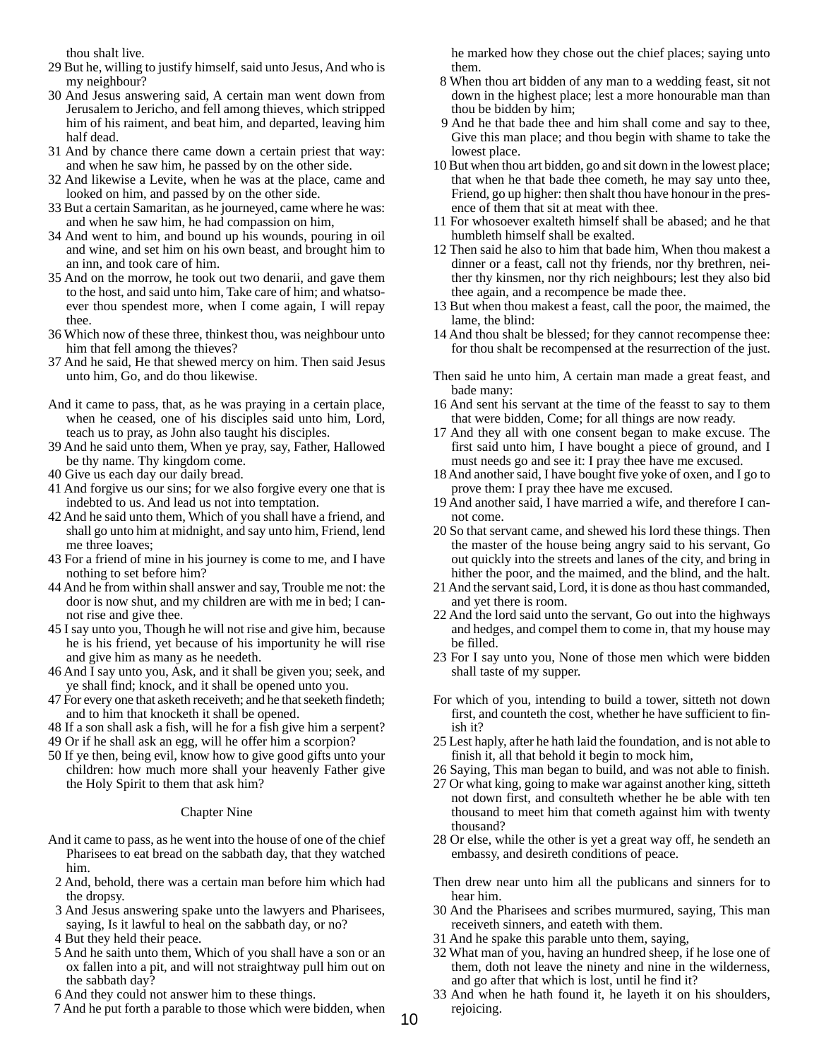thou shalt live.

29 But he, willing to justify himself, said unto Jesus, And who is my neighbour?

30 And Jesus answering said, A certain man went down from Jerusalem to Jericho, and fell among thieves, which stripped him of his raiment, and beat him, and departed, leaving him half dead.

31 And by chance there came down a certain priest that way: and when he saw him, he passed by on the other side.

32 And likewise a Levite, when he was at the place, came and looked on him, and passed by on the other side.

33 But a certain Samaritan, as he journeyed, came where he was: and when he saw him, he had compassion on him,

34 And went to him, and bound up his wounds, pouring in oil and wine, and set him on his own beast, and brought him to an inn, and took care of him.

35 And on the morrow, he took out two denarii, and gave them to the host, and said unto him, Take care of him; and whatsoever thou spendest more, when I come again, I will repay thee.

36 Which now of these three, thinkest thou, was neighbour unto him that fell among the thieves?

37 And he said, He that shewed mercy on him. Then said Jesus unto him, Go, and do thou likewise.

And it came to pass, that, as he was praying in a certain place, when he ceased, one of his disciples said unto him, Lord, teach us to pray, as John also taught his disciples.

39 And he said unto them, When ye pray, say, Father, Hallowed be thy name. Thy kingdom come.

40 Give us each day our daily bread.

41 And forgive us our sins; for we also forgive every one that is indebted to us. And lead us not into temptation.

42 And he said unto them, Which of you shall have a friend, and shall go unto him at midnight, and say unto him, Friend, lend me three loaves;

43 For a friend of mine in his journey is come to me, and I have nothing to set before him?

44 And he from within shall answer and say, Trouble me not: the door is now shut, and my children are with me in bed; I cannot rise and give thee.

45 I say unto you, Though he will not rise and give him, because he is his friend, yet because of his importunity he will rise and give him as many as he needeth.

46 And I say unto you, Ask, and it shall be given you; seek, and ye shall find; knock, and it shall be opened unto you.

47 For every one that asketh receiveth; and he that seeketh findeth; and to him that knocketh it shall be opened.

48 If a son shall ask a fish, will he for a fish give him a serpent?

49 Or if he shall ask an egg, will he offer him a scorpion?

50 If ye then, being evil, know how to give good gifts unto your children: how much more shall your heavenly Father give the Holy Spirit to them that ask him?

## Chapter Nine

And it came to pass, as he went into the house of one of the chief Pharisees to eat bread on the sabbath day, that they watched him.

2 And, behold, there was a certain man before him which had the dropsy.

3 And Jesus answering spake unto the lawyers and Pharisees, saying, Is it lawful to heal on the sabbath day, or no?

4 But they held their peace.

5 And he saith unto them, Which of you shall have a son or an ox fallen into a pit, and will not straightway pull him out on the sabbath day?

6 And they could not answer him to these things.

7 And he put forth a parable to those which were bidden, when he marked how they chose out the chief places; saying unto them.

8 When thou art bidden of any man to a wedding feast, sit not down in the highest place; lest a more honourable man than thou be bidden by him;

9 And he that bade thee and him shall come and say to thee, Give this man place; and thou begin with shame to take the lowest place.

10 But when thou art bidden, go and sit down in the lowest place; that when he that bade thee cometh, he may say unto thee, Friend, go up higher: then shalt thou have honour in the presence of them that sit at meat with thee.

11 For whosoever exalteth himself shall be abased; and he that humbleth himself shall be exalted.

12 Then said he also to him that bade him, When thou makest a dinner or a feast, call not thy friends, nor thy brethren, neither thy kinsmen, nor thy rich neighbours; lest they also bid thee again, and a recompence be made thee.

13 But when thou makest a feast, call the poor, the maimed, the lame, the blind:

14 And thou shalt be blessed; for they cannot recompense thee: for thou shalt be recompensed at the resurrection of the just.

Then said he unto him, A certain man made a great feast, and bade many:

16 And sent his servant at the time of the feasst to say to them that were bidden, Come; for all things are now ready.

17 And they all with one consent began to make excuse. The first said unto him, I have bought a piece of ground, and I must needs go and see it: I pray thee have me excused.

18 And another said, I have bought five yoke of oxen, and I go to prove them: I pray thee have me excused.

19 And another said, I have married a wife, and therefore I cannot come.

20 So that servant came, and shewed his lord these things. Then the master of the house being angry said to his servant, Go out quickly into the streets and lanes of the city, and bring in hither the poor, and the maimed, and the blind, and the halt.

21 And the servant said, Lord, it is done as thou hast commanded, and yet there is room.

22 And the lord said unto the servant, Go out into the highways and hedges, and compel them to come in, that my house may be filled.

23 For I say unto you, None of those men which were bidden shall taste of my supper.

For which of you, intending to build a tower, sitteth not down first, and counteth the cost, whether he have sufficient to finish it?

25 Lest haply, after he hath laid the foundation, and is not able to finish it, all that behold it begin to mock him,

26 Saying, This man began to build, and was not able to finish.

27 Or what king, going to make war against another king, sitteth not down first, and consulteth whether he be able with ten thousand to meet him that cometh against him with twenty thousand?

28 Or else, while the other is yet a great way off, he sendeth an embassy, and desireth conditions of peace.

Then drew near unto him all the publicans and sinners for to hear him.

30 And the Pharisees and scribes murmured, saying, This man receiveth sinners, and eateth with them.

31 And he spake this parable unto them, saying,

32 What man of you, having an hundred sheep, if he lose one of them, doth not leave the ninety and nine in the wilderness, and go after that which is lost, until he find it?

33 And when he hath found it, he layeth it on his shoulders, rejoicing.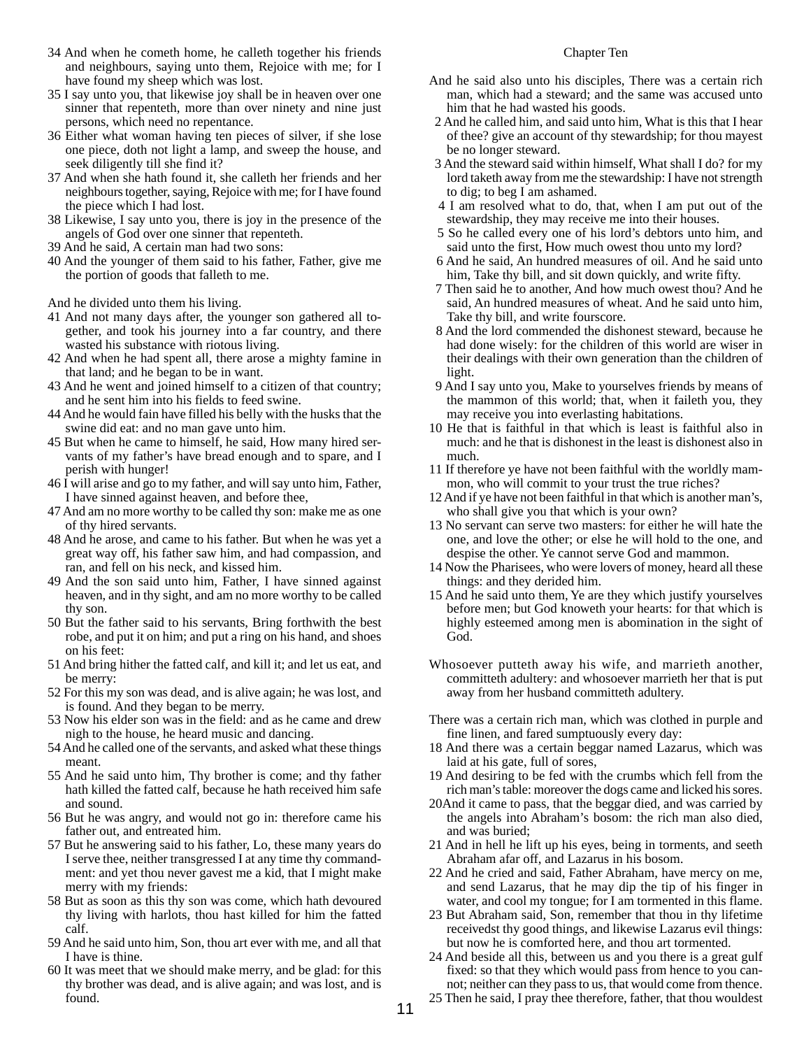34 And when he cometh home, he calleth together his friends and neighbours, saying unto them, Rejoice with me; for I have found my sheep which was lost.

35 I say unto you, that likewise joy shall be in heaven over one sinner that repenteth, more than over ninety and nine just persons, which need no repentance.

36 Either what woman having ten pieces of silver, if she lose one piece, doth not light a lamp, and sweep the house, and seek diligently till she find it?

37 And when she hath found it, she calleth her friends and her neighbours together, saying, Rejoice with me; for I have found the piece which I had lost.

38 Likewise, I say unto you, there is joy in the presence of the angels of God over one sinner that repenteth.

39 And he said, A certain man had two sons:

40 And the younger of them said to his father, Father, give me the portion of goods that falleth to me.

And he divided unto them his living.

41 And not many days after, the younger son gathered all together, and took his journey into a far country, and there wasted his substance with riotous living.

42 And when he had spent all, there arose a mighty famine in that land; and he began to be in want.

43 And he went and joined himself to a citizen of that country; and he sent him into his fields to feed swine.

44 And he would fain have filled his belly with the husks that the swine did eat: and no man gave unto him.

45 But when he came to himself, he said, How many hired servants of my father's have bread enough and to spare, and I perish with hunger!

46 I will arise and go to my father, and will say unto him, Father, I have sinned against heaven, and before thee,

47 And am no more worthy to be called thy son: make me as one of thy hired servants.

48 And he arose, and came to his father. But when he was yet a great way off, his father saw him, and had compassion, and ran, and fell on his neck, and kissed him.

49 And the son said unto him, Father, I have sinned against heaven, and in thy sight, and am no more worthy to be called thy son.

50 But the father said to his servants, Bring forthwith the best robe, and put it on him; and put a ring on his hand, and shoes on his feet:

51 And bring hither the fatted calf, and kill it; and let us eat, and be merry:

52 For this my son was dead, and is alive again; he was lost, and is found. And they began to be merry.

53 Now his elder son was in the field: and as he came and drew nigh to the house, he heard music and dancing.

54 And he called one of the servants, and asked what these things meant.

55 And he said unto him, Thy brother is come; and thy father hath killed the fatted calf, because he hath received him safe and sound.

56 But he was angry, and would not go in: therefore came his father out, and entreated him.

57 But he answering said to his father, Lo, these many years do I serve thee, neither transgressed I at any time thy commandment: and yet thou never gavest me a kid, that I might make merry with my friends:

58 But as soon as this thy son was come, which hath devoured thy living with harlots, thou hast killed for him the fatted calf.

59 And he said unto him, Son, thou art ever with me, and all that I have is thine.

60 It was meet that we should make merry, and be glad: for this thy brother was dead, and is alive again; and was lost, and is found.

## Chapter Ten

And he said also unto his disciples, There was a certain rich man, which had a steward; and the same was accused unto him that he had wasted his goods.

2 And he called him, and said unto him, What is this that I hear of thee? give an account of thy stewardship; for thou mayest be no longer steward.

3 And the steward said within himself, What shall I do? for my lord taketh away from me the stewardship: I have not strength to dig; to beg I am ashamed.

4 I am resolved what to do, that, when I am put out of the stewardship, they may receive me into their houses.

5 So he called every one of his lord's debtors unto him, and said unto the first, How much owest thou unto my lord?

6 And he said, An hundred measures of oil. And he said unto him, Take thy bill, and sit down quickly, and write fifty.

7 Then said he to another, And how much owest thou? And he said, An hundred measures of wheat. And he said unto him, Take thy bill, and write fourscore.

8 And the lord commended the dishonest steward, because he had done wisely: for the children of this world are wiser in their dealings with their own generation than the children of light.

9 And I say unto you, Make to yourselves friends by means of the mammon of this world; that, when it faileth you, they may receive you into everlasting habitations.

10 He that is faithful in that which is least is faithful also in much: and he that is dishonest in the least is dishonest also in much.

11 If therefore ye have not been faithful with the worldly mammon, who will commit to your trust the true riches?

12 And if ye have not been faithful in that which is another man's, who shall give you that which is your own?

13 No servant can serve two masters: for either he will hate the one, and love the other; or else he will hold to the one, and despise the other. Ye cannot serve God and mammon.

14 Now the Pharisees, who were lovers of money, heard all these things: and they derided him.

15 And he said unto them, Ye are they which justify yourselves before men; but God knoweth your hearts: for that which is highly esteemed among men is abomination in the sight of God.

Whosoever putteth away his wife, and marrieth another, committeth adultery: and whosoever marrieth her that is put away from her husband committeth adultery.

There was a certain rich man, which was clothed in purple and fine linen, and fared sumptuously every day:

18 And there was a certain beggar named Lazarus, which was laid at his gate, full of sores,

19 And desiring to be fed with the crumbs which fell from the rich man's table: moreover the dogs came and licked his sores.

20And it came to pass, that the beggar died, and was carried by the angels into Abraham's bosom: the rich man also died, and was buried;

21 And in hell he lift up his eyes, being in torments, and seeth Abraham afar off, and Lazarus in his bosom.

22 And he cried and said, Father Abraham, have mercy on me, and send Lazarus, that he may dip the tip of his finger in water, and cool my tongue; for I am tormented in this flame.

23 But Abraham said, Son, remember that thou in thy lifetime receivedst thy good things, and likewise Lazarus evil things: but now he is comforted here, and thou art tormented.

24 And beside all this, between us and you there is a great gulf fixed: so that they which would pass from hence to you cannot; neither can they pass to us, that would come from thence.

25 Then he said, I pray thee therefore, father, that thou wouldest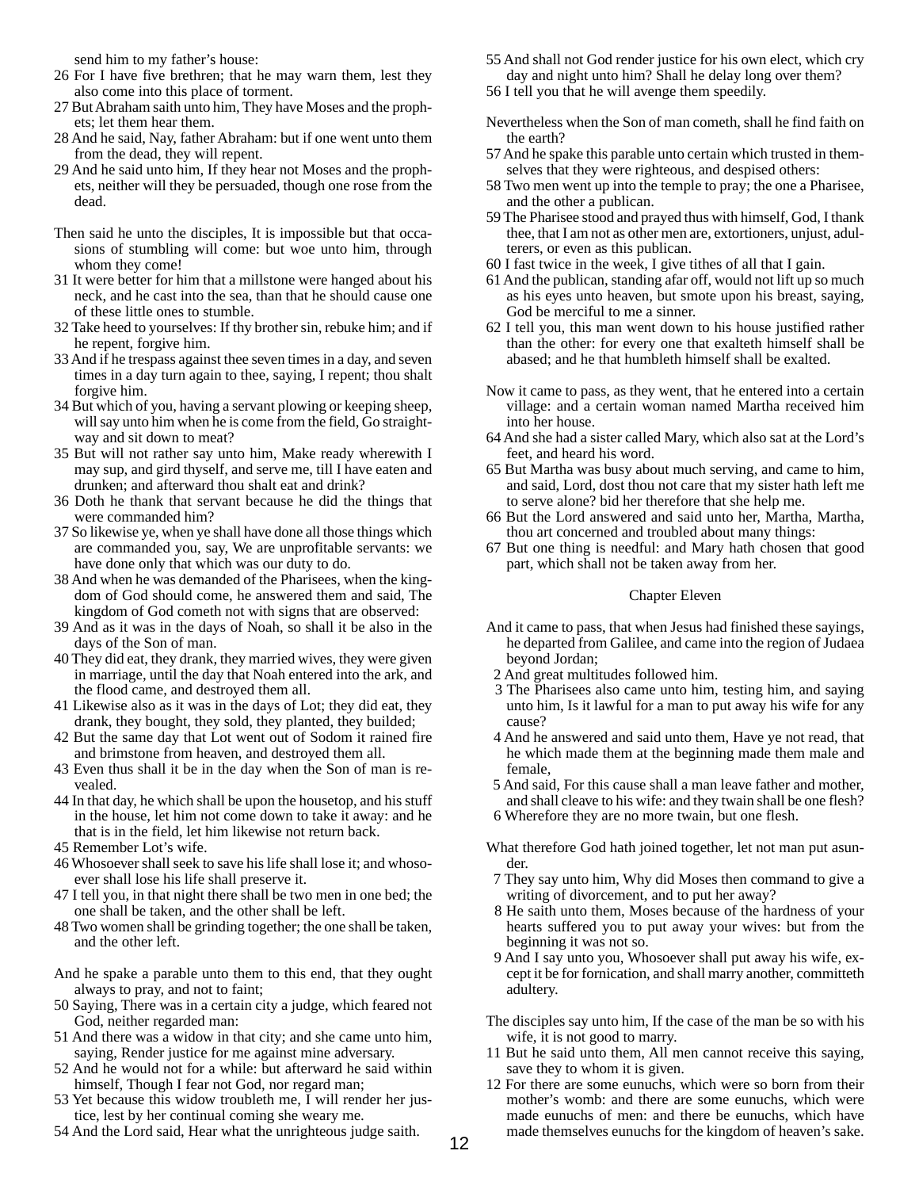send him to my father's house:

26 For I have five brethren; that he may warn them, lest they also come into this place of torment.

27 But Abraham saith unto him, They have Moses and the prophets; let them hear them.

28 And he said, Nay, father Abraham: but if one went unto them from the dead, they will repent.

29 And he said unto him, If they hear not Moses and the prophets, neither will they be persuaded, though one rose from the dead.

Then said he unto the disciples, It is impossible but that occasions of stumbling will come: but woe unto him, through whom they come!

31 It were better for him that a millstone were hanged about his neck, and he cast into the sea, than that he should cause one of these little ones to stumble.

32 Take heed to yourselves: If thy brother sin, rebuke him; and if he repent, forgive him.

33 And if he trespass against thee seven times in a day, and seven times in a day turn again to thee, saying, I repent; thou shalt forgive him.

34 But which of you, having a servant plowing or keeping sheep, will say unto him when he is come from the field, Go straightway and sit down to meat?

35 But will not rather say unto him, Make ready wherewith I may sup, and gird thyself, and serve me, till I have eaten and drunken; and afterward thou shalt eat and drink?

36 Doth he thank that servant because he did the things that were commanded him?

37 So likewise ye, when ye shall have done all those things which are commanded you, say, We are unprofitable servants: we have done only that which was our duty to do.

38 And when he was demanded of the Pharisees, when the kingdom of God should come, he answered them and said, The kingdom of God cometh not with signs that are observed:

39 And as it was in the days of Noah, so shall it be also in the days of the Son of man.

40 They did eat, they drank, they married wives, they were given in marriage, until the day that Noah entered into the ark, and the flood came, and destroyed them all.

41 Likewise also as it was in the days of Lot; they did eat, they drank, they bought, they sold, they planted, they builded;

42 But the same day that Lot went out of Sodom it rained fire and brimstone from heaven, and destroyed them all.

43 Even thus shall it be in the day when the Son of man is revealed.

44 In that day, he which shall be upon the housetop, and his stuff in the house, let him not come down to take it away: and he that is in the field, let him likewise not return back.

45 Remember Lot's wife.

46 Whosoever shall seek to save his life shall lose it; and whosoever shall lose his life shall preserve it.

47 I tell you, in that night there shall be two men in one bed; the one shall be taken, and the other shall be left.

48 Two women shall be grinding together; the one shall be taken, and the other left.

And he spake a parable unto them to this end, that they ought always to pray, and not to faint;

50 Saying, There was in a certain city a judge, which feared not God, neither regarded man:

51 And there was a widow in that city; and she came unto him, saying, Render justice for me against mine adversary.

52 And he would not for a while: but afterward he said within himself, Though I fear not God, nor regard man;

53 Yet because this widow troubleth me, I will render her justice, lest by her continual coming she weary me.

54 And the Lord said, Hear what the unrighteous judge saith.

55 And shall not God render justice for his own elect, which cry day and night unto him? Shall he delay long over them?

56 I tell you that he will avenge them speedily.

Nevertheless when the Son of man cometh, shall he find faith on the earth?

57 And he spake this parable unto certain which trusted in themselves that they were righteous, and despised others:

58 Two men went up into the temple to pray; the one a Pharisee, and the other a publican.

59 The Pharisee stood and prayed thus with himself, God, I thank thee, that I am not as other men are, extortioners, unjust, adulterers, or even as this publican.

60 I fast twice in the week, I give tithes of all that I gain.

61 And the publican, standing afar off, would not lift up so much as his eyes unto heaven, but smote upon his breast, saying, God be merciful to me a sinner.

62 I tell you, this man went down to his house justified rather than the other: for every one that exalteth himself shall be abased; and he that humbleth himself shall be exalted.

Now it came to pass, as they went, that he entered into a certain village: and a certain woman named Martha received him into her house.

64 And she had a sister called Mary, which also sat at the Lord's feet, and heard his word.

65 But Martha was busy about much serving, and came to him, and said, Lord, dost thou not care that my sister hath left me to serve alone? bid her therefore that she help me.

66 But the Lord answered and said unto her, Martha, Martha, thou art concerned and troubled about many things:

67 But one thing is needful: and Mary hath chosen that good part, which shall not be taken away from her.

## Chapter Eleven

And it came to pass, that when Jesus had finished these sayings, he departed from Galilee, and came into the region of Judaea beyond Jordan;

2 And great multitudes followed him.

3 The Pharisees also came unto him, testing him, and saying unto him, Is it lawful for a man to put away his wife for any cause?

4 And he answered and said unto them, Have ye not read, that he which made them at the beginning made them male and female,

5 And said, For this cause shall a man leave father and mother, and shall cleave to his wife: and they twain shall be one flesh?

6 Wherefore they are no more twain, but one flesh.

What therefore God hath joined together, let not man put asunder.

7 They say unto him, Why did Moses then command to give a writing of divorcement, and to put her away?

8 He saith unto them, Moses because of the hardness of your hearts suffered you to put away your wives: but from the beginning it was not so.

9 And I say unto you, Whosoever shall put away his wife, except it be for fornication, and shall marry another, committeth adultery.

The disciples say unto him, If the case of the man be so with his wife, it is not good to marry.

11 But he said unto them, All men cannot receive this saying, save they to whom it is given.

12 For there are some eunuchs, which were so born from their mother's womb: and there are some eunuchs, which were made eunuchs of men: and there be eunuchs, which have made themselves eunuchs for the kingdom of heaven's sake.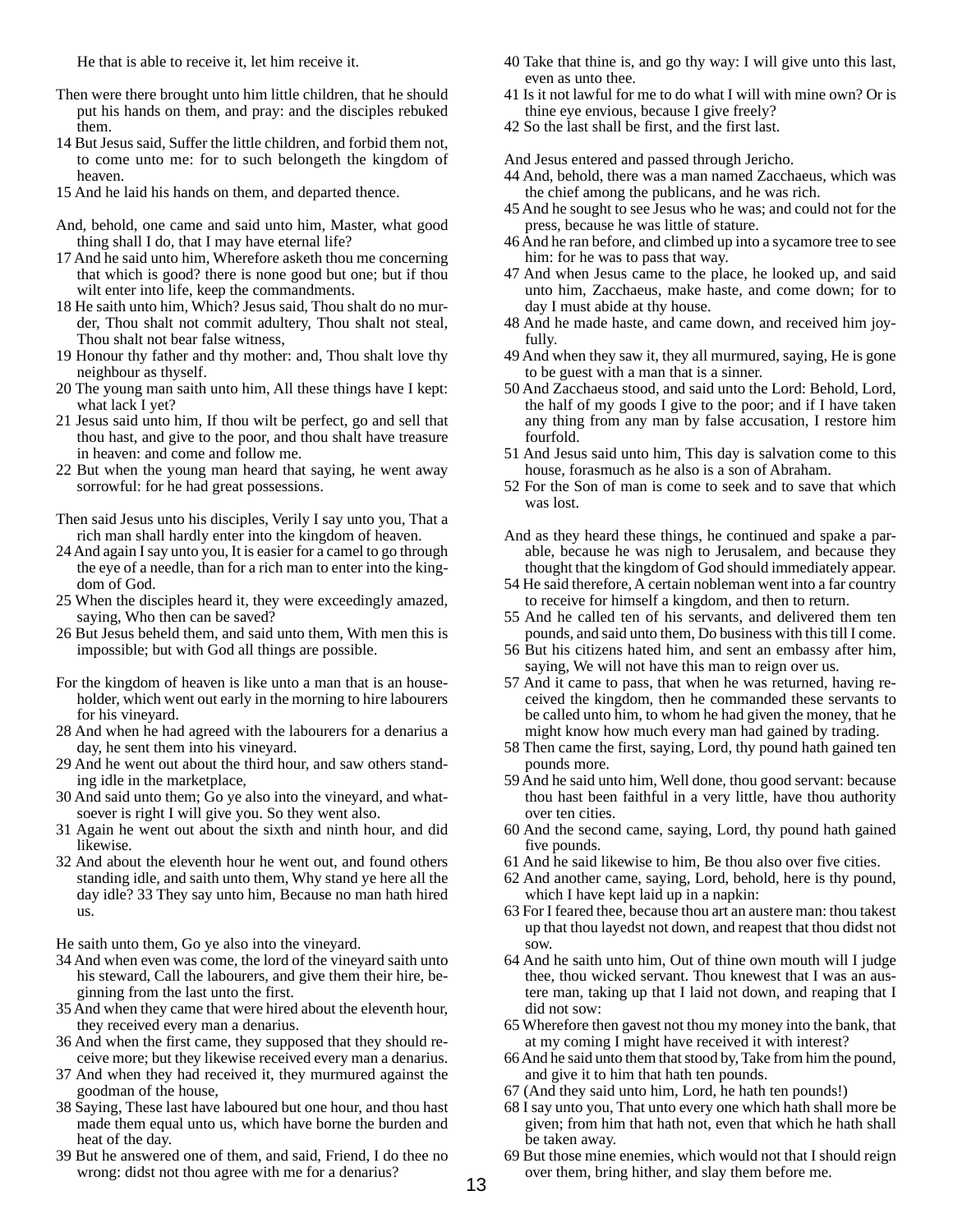He that is able to receive it, let him receive it.

Then were there brought unto him little children, that he should put his hands on them, and pray: and the disciples rebuked them.
14 But Jesus said, Suffer the little children, and forbid them not, to come unto me: for to such belongeth the kingdom of heaven.
15 And he laid his hands on them, and departed thence.

And, behold, one came and said unto him, Master, what good thing shall I do, that I may have eternal life?
17 And he said unto him, Wherefore asketh thou me concerning that which is good? there is none good but one; but if thou wilt enter into life, keep the commandments.
18 He saith unto him, Which? Jesus said, Thou shalt do no murder, Thou shalt not commit adultery, Thou shalt not steal, Thou shalt not bear false witness,
19 Honour thy father and thy mother: and, Thou shalt love thy neighbour as thyself.
20 The young man saith unto him, All these things have I kept: what lack I yet?
21 Jesus said unto him, If thou wilt be perfect, go and sell that thou hast, and give to the poor, and thou shalt have treasure in heaven: and come and follow me.
22 But when the young man heard that saying, he went away sorrowful: for he had great possessions.

Then said Jesus unto his disciples, Verily I say unto you, That a rich man shall hardly enter into the kingdom of heaven.
24 And again I say unto you, It is easier for a camel to go through the eye of a needle, than for a rich man to enter into the kingdom of God.
25 When the disciples heard it, they were exceedingly amazed, saying, Who then can be saved?
26 But Jesus beheld them, and said unto them, With men this is impossible; but with God all things are possible.

For the kingdom of heaven is like unto a man that is an householder, which went out early in the morning to hire labourers for his vineyard.
28 And when he had agreed with the labourers for a denarius a day, he sent them into his vineyard.
29 And he went out about the third hour, and saw others standing idle in the marketplace,
30 And said unto them; Go ye also into the vineyard, and whatsoever is right I will give you. So they went also.
31 Again he went out about the sixth and ninth hour, and did likewise.
32 And about the eleventh hour he went out, and found others standing idle, and saith unto them, Why stand ye here all the day idle? 33 They say unto him, Because no man hath hired us.

He saith unto them, Go ye also into the vineyard.
34 And when even was come, the lord of the vineyard saith unto his steward, Call the labourers, and give them their hire, beginning from the last unto the first.
35 And when they came that were hired about the eleventh hour, they received every man a denarius.
36 And when the first came, they supposed that they should receive more; but they likewise received every man a denarius.
37 And when they had received it, they murmured against the goodman of the house,
38 Saying, These last have laboured but one hour, and thou hast made them equal unto us, which have borne the burden and heat of the day.
39 But he answered one of them, and said, Friend, I do thee no wrong: didst not thou agree with me for a denarius?
40 Take that thine is, and go thy way: I will give unto this last, even as unto thee.
41 Is it not lawful for me to do what I will with mine own? Or is thine eye envious, because I give freely?
42 So the last shall be first, and the first last.

And Jesus entered and passed through Jericho.
44 And, behold, there was a man named Zacchaeus, which was the chief among the publicans, and he was rich.
45 And he sought to see Jesus who he was; and could not for the press, because he was little of stature.
46 And he ran before, and climbed up into a sycamore tree to see him: for he was to pass that way.
47 And when Jesus came to the place, he looked up, and said unto him, Zacchaeus, make haste, and come down; for to day I must abide at thy house.
48 And he made haste, and came down, and received him joyfully.
49 And when they saw it, they all murmured, saying, He is gone to be guest with a man that is a sinner.
50 And Zacchaeus stood, and said unto the Lord: Behold, Lord, the half of my goods I give to the poor; and if I have taken any thing from any man by false accusation, I restore him fourfold.
51 And Jesus said unto him, This day is salvation come to this house, forasmuch as he also is a son of Abraham.
52 For the Son of man is come to seek and to save that which was lost.

And as they heard these things, he continued and spake a parable, because he was nigh to Jerusalem, and because they thought that the kingdom of God should immediately appear.
54 He said therefore, A certain nobleman went into a far country to receive for himself a kingdom, and then to return.
55 And he called ten of his servants, and delivered them ten pounds, and said unto them, Do business with this till I come.
56 But his citizens hated him, and sent an embassy after him, saying, We will not have this man to reign over us.
57 And it came to pass, that when he was returned, having received the kingdom, then he commanded these servants to be called unto him, to whom he had given the money, that he might know how much every man had gained by trading.
58 Then came the first, saying, Lord, thy pound hath gained ten pounds more.
59 And he said unto him, Well done, thou good servant: because thou hast been faithful in a very little, have thou authority over ten cities.
60 And the second came, saying, Lord, thy pound hath gained five pounds.
61 And he said likewise to him, Be thou also over five cities.
62 And another came, saying, Lord, behold, here is thy pound, which I have kept laid up in a napkin:
63 For I feared thee, because thou art an austere man: thou takest up that thou layedst not down, and reapest that thou didst not sow.
64 And he saith unto him, Out of thine own mouth will I judge thee, thou wicked servant. Thou knewest that I was an austere man, taking up that I laid not down, and reaping that I did not sow:
65 Wherefore then gavest not thou my money into the bank, that at my coming I might have received it with interest?
66 And he said unto them that stood by, Take from him the pound, and give it to him that hath ten pounds.
67 (And they said unto him, Lord, he hath ten pounds!)
68 I say unto you, That unto every one which hath shall more be given; from him that hath not, even that which he hath shall be taken away.
69 But those mine enemies, which would not that I should reign over them, bring hither, and slay them before me.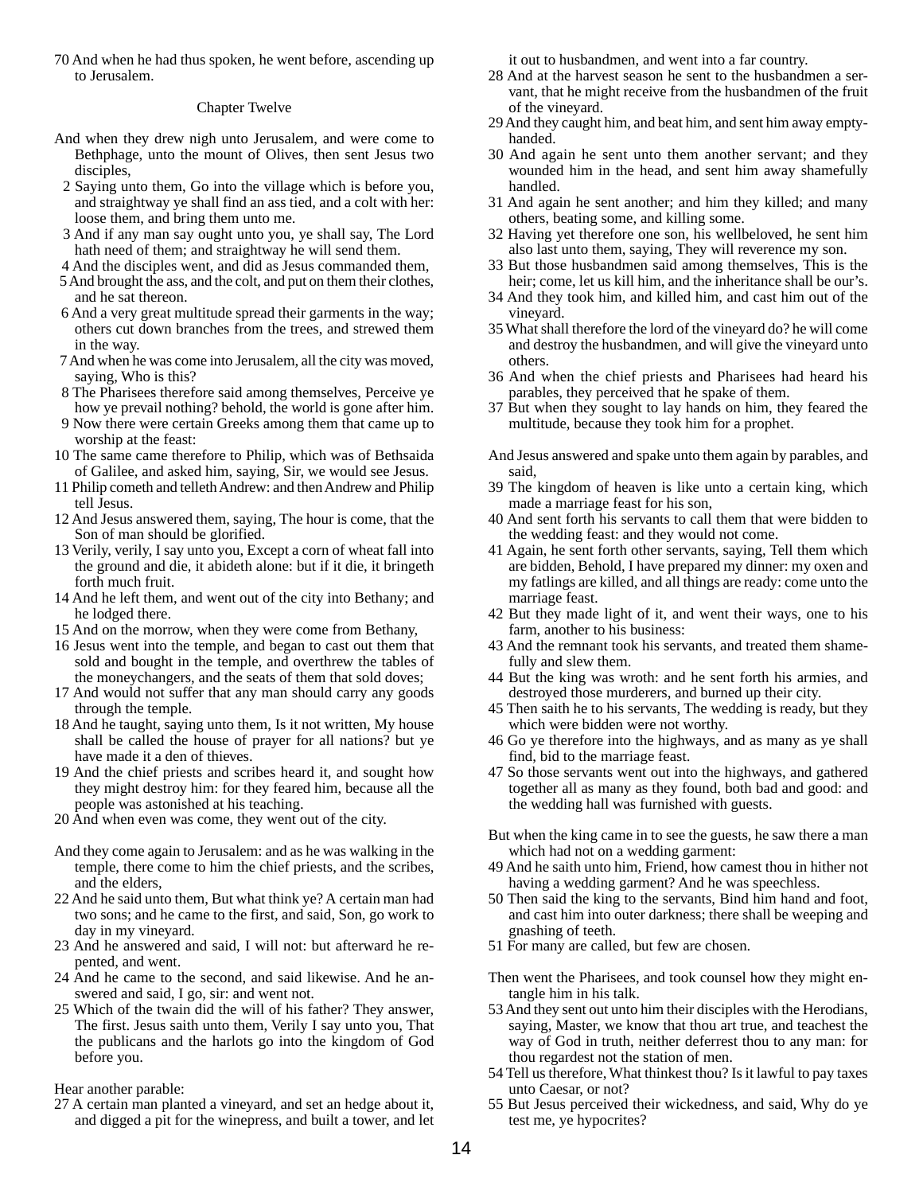70 And when he had thus spoken, he went before, ascending up to Jerusalem.

## Chapter Twelve

And when they drew nigh unto Jerusalem, and were come to Bethphage, unto the mount of Olives, then sent Jesus two disciples,

2 Saying unto them, Go into the village which is before you, and straightway ye shall find an ass tied, and a colt with her: loose them, and bring them unto me.

3 And if any man say ought unto you, ye shall say, The Lord hath need of them; and straightway he will send them.

4 And the disciples went, and did as Jesus commanded them,

5 And brought the ass, and the colt, and put on them their clothes, and he sat thereon.

6 And a very great multitude spread their garments in the way; others cut down branches from the trees, and strewed them in the way.

7 And when he was come into Jerusalem, all the city was moved, saying, Who is this?

8 The Pharisees therefore said among themselves, Perceive ye how ye prevail nothing? behold, the world is gone after him.

9 Now there were certain Greeks among them that came up to worship at the feast:

10 The same came therefore to Philip, which was of Bethsaida of Galilee, and asked him, saying, Sir, we would see Jesus.

11 Philip cometh and telleth Andrew: and then Andrew and Philip tell Jesus.

12 And Jesus answered them, saying, The hour is come, that the Son of man should be glorified.

13 Verily, verily, I say unto you, Except a corn of wheat fall into the ground and die, it abideth alone: but if it die, it bringeth forth much fruit.

14 And he left them, and went out of the city into Bethany; and he lodged there.

15 And on the morrow, when they were come from Bethany,

16 Jesus went into the temple, and began to cast out them that sold and bought in the temple, and overthrew the tables of the moneychangers, and the seats of them that sold doves;

17 And would not suffer that any man should carry any goods through the temple.

18 And he taught, saying unto them, Is it not written, My house shall be called the house of prayer for all nations? but ye have made it a den of thieves.

19 And the chief priests and scribes heard it, and sought how they might destroy him: for they feared him, because all the people was astonished at his teaching.

20 And when even was come, they went out of the city.

And they come again to Jerusalem: and as he was walking in the temple, there come to him the chief priests, and the scribes, and the elders,

22 And he said unto them, But what think ye? A certain man had two sons; and he came to the first, and said, Son, go work to day in my vineyard.

23 And he answered and said, I will not: but afterward he repented, and went.

24 And he came to the second, and said likewise. And he answered and said, I go, sir: and went not.

25 Which of the twain did the will of his father? They answer, The first. Jesus saith unto them, Verily I say unto you, That the publicans and the harlots go into the kingdom of God before you.

Hear another parable:

27 A certain man planted a vineyard, and set an hedge about it, and digged a pit for the winepress, and built a tower, and let it out to husbandmen, and went into a far country.

28 And at the harvest season he sent to the husbandmen a servant, that he might receive from the husbandmen of the fruit of the vineyard.

29 And they caught him, and beat him, and sent him away emptyhanded.

30 And again he sent unto them another servant; and they wounded him in the head, and sent him away shamefully handled.

31 And again he sent another; and him they killed; and many others, beating some, and killing some.

32 Having yet therefore one son, his wellbeloved, he sent him also last unto them, saying, They will reverence my son.

33 But those husbandmen said among themselves, This is the heir; come, let us kill him, and the inheritance shall be our's.

34 And they took him, and killed him, and cast him out of the vineyard.

35 What shall therefore the lord of the vineyard do? he will come and destroy the husbandmen, and will give the vineyard unto others.

36 And when the chief priests and Pharisees had heard his parables, they perceived that he spake of them.

37 But when they sought to lay hands on him, they feared the multitude, because they took him for a prophet.

And Jesus answered and spake unto them again by parables, and said,

39 The kingdom of heaven is like unto a certain king, which made a marriage feast for his son,

40 And sent forth his servants to call them that were bidden to the wedding feast: and they would not come.

41 Again, he sent forth other servants, saying, Tell them which are bidden, Behold, I have prepared my dinner: my oxen and my fatlings are killed, and all things are ready: come unto the marriage feast.

42 But they made light of it, and went their ways, one to his farm, another to his business:

43 And the remnant took his servants, and treated them shamefully and slew them.

44 But the king was wroth: and he sent forth his armies, and destroyed those murderers, and burned up their city.

45 Then saith he to his servants, The wedding is ready, but they which were bidden were not worthy.

46 Go ye therefore into the highways, and as many as ye shall find, bid to the marriage feast.

47 So those servants went out into the highways, and gathered together all as many as they found, both bad and good: and the wedding hall was furnished with guests.

But when the king came in to see the guests, he saw there a man which had not on a wedding garment:

49 And he saith unto him, Friend, how camest thou in hither not having a wedding garment? And he was speechless.

50 Then said the king to the servants, Bind him hand and foot, and cast him into outer darkness; there shall be weeping and gnashing of teeth.

51 For many are called, but few are chosen.

Then went the Pharisees, and took counsel how they might entangle him in his talk.

53 And they sent out unto him their disciples with the Herodians, saying, Master, we know that thou art true, and teachest the way of God in truth, neither deferrest thou to any man: for thou regardest not the station of men.

54 Tell us therefore, What thinkest thou? Is it lawful to pay taxes unto Caesar, or not?

55 But Jesus perceived their wickedness, and said, Why do ye test me, ye hypocrites?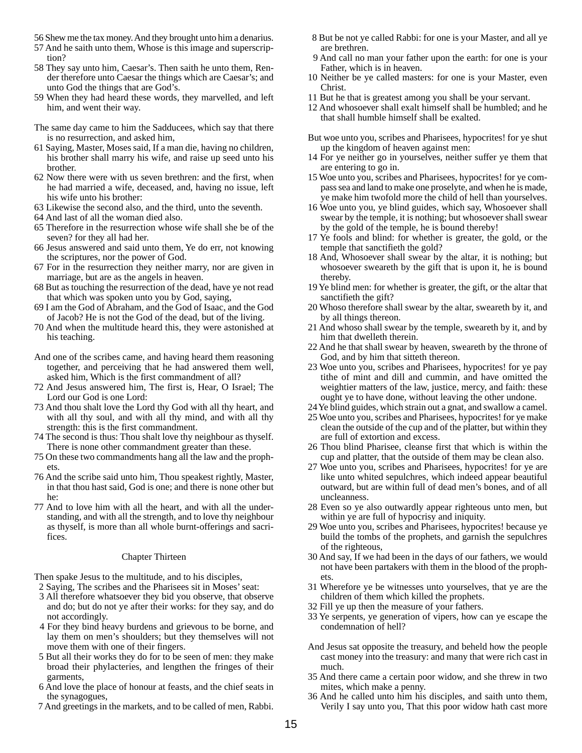56 Shew me the tax money. And they brought unto him a denarius.

57 And he saith unto them, Whose is this image and superscription?

58 They say unto him, Caesar's. Then saith he unto them, Render therefore unto Caesar the things which are Caesar's; and unto God the things that are God's.

59 When they had heard these words, they marvelled, and left him, and went their way.

The same day came to him the Sadducees, which say that there is no resurrection, and asked him,

61 Saying, Master, Moses said, If a man die, having no children, his brother shall marry his wife, and raise up seed unto his brother.

62 Now there were with us seven brethren: and the first, when he had married a wife, deceased, and, having no issue, left his wife unto his brother:

63 Likewise the second also, and the third, unto the seventh.

64 And last of all the woman died also.

65 Therefore in the resurrection whose wife shall she be of the seven? for they all had her.

66 Jesus answered and said unto them, Ye do err, not knowing the scriptures, nor the power of God.

67 For in the resurrection they neither marry, nor are given in marriage, but are as the angels in heaven.

68 But as touching the resurrection of the dead, have ye not read that which was spoken unto you by God, saying,

69 I am the God of Abraham, and the God of Isaac, and the God of Jacob? He is not the God of the dead, but of the living.

70 And when the multitude heard this, they were astonished at his teaching.

And one of the scribes came, and having heard them reasoning together, and perceiving that he had answered them well, asked him, Which is the first commandment of all?

72 And Jesus answered him, The first is, Hear, O Israel; The Lord our God is one Lord:

73 And thou shalt love the Lord thy God with all thy heart, and with all thy soul, and with all thy mind, and with all thy strength: this is the first commandment.

74 The second is thus: Thou shalt love thy neighbour as thyself. There is none other commandment greater than these.

75 On these two commandments hang all the law and the prophets.

76 And the scribe said unto him, Thou speakest rightly, Master, in that thou hast said, God is one; and there is none other but he:

77 And to love him with all the heart, and with all the understanding, and with all the strength, and to love thy neighbour as thyself, is more than all whole burnt-offerings and sacrifices.

## Chapter Thirteen

Then spake Jesus to the multitude, and to his disciples,

2 Saying, The scribes and the Pharisees sit in Moses' seat:

3 All therefore whatsoever they bid you observe, that observe and do; but do not ye after their works: for they say, and do not accordingly.

4 For they bind heavy burdens and grievous to be borne, and lay them on men's shoulders; but they themselves will not move them with one of their fingers.

5 But all their works they do for to be seen of men: they make broad their phylacteries, and lengthen the fringes of their garments,

6 And love the place of honour at feasts, and the chief seats in the synagogues,

7 And greetings in the markets, and to be called of men, Rabbi.

8 But be not ye called Rabbi: for one is your Master, and all ye are brethren.

9 And call no man your father upon the earth: for one is your Father, which is in heaven.

10 Neither be ye called masters: for one is your Master, even Christ.

11 But he that is greatest among you shall be your servant.

12 And whosoever shall exalt himself shall be humbled; and he that shall humble himself shall be exalted.

But woe unto you, scribes and Pharisees, hypocrites! for ye shut up the kingdom of heaven against men:

14 For ye neither go in yourselves, neither suffer ye them that are entering to go in.

15 Woe unto you, scribes and Pharisees, hypocrites! for ye compass sea and land to make one proselyte, and when he is made, ye make him twofold more the child of hell than yourselves.

16 Woe unto you, ye blind guides, which say, Whosoever shall swear by the temple, it is nothing; but whosoever shall swear by the gold of the temple, he is bound thereby!

17 Ye fools and blind: for whether is greater, the gold, or the temple that sanctifieth the gold?

18 And, Whosoever shall swear by the altar, it is nothing; but whosoever sweareth by the gift that is upon it, he is bound thereby.

19 Ye blind men: for whether is greater, the gift, or the altar that sanctifieth the gift?

20 Whoso therefore shall swear by the altar, sweareth by it, and by all things thereon.

21 And whoso shall swear by the temple, sweareth by it, and by him that dwelleth therein.

22 And he that shall swear by heaven, sweareth by the throne of God, and by him that sitteth thereon.

23 Woe unto you, scribes and Pharisees, hypocrites! for ye pay tithe of mint and dill and cummin, and have omitted the weightier matters of the law, justice, mercy, and faith: these ought ye to have done, without leaving the other undone.

24 Ye blind guides, which strain out a gnat, and swallow a camel.

25 Woe unto you, scribes and Pharisees, hypocrites! for ye make clean the outside of the cup and of the platter, but within they are full of extortion and excess.

26 Thou blind Pharisee, cleanse first that which is within the cup and platter, that the outside of them may be clean also.

27 Woe unto you, scribes and Pharisees, hypocrites! for ye are like unto whited sepulchres, which indeed appear beautiful outward, but are within full of dead men's bones, and of all uncleanness.

28 Even so ye also outwardly appear righteous unto men, but within ye are full of hypocrisy and iniquity.

29 Woe unto you, scribes and Pharisees, hypocrites! because ye build the tombs of the prophets, and garnish the sepulchres of the righteous,

30 And say, If we had been in the days of our fathers, we would not have been partakers with them in the blood of the prophets.

31 Wherefore ye be witnesses unto yourselves, that ye are the children of them which killed the prophets.

32 Fill ye up then the measure of your fathers.

33 Ye serpents, ye generation of vipers, how can ye escape the condemnation of hell?

And Jesus sat opposite the treasury, and beheld how the people cast money into the treasury: and many that were rich cast in much.

35 And there came a certain poor widow, and she threw in two mites, which make a penny.

36 And he called unto him his disciples, and saith unto them, Verily I say unto you, That this poor widow hath cast more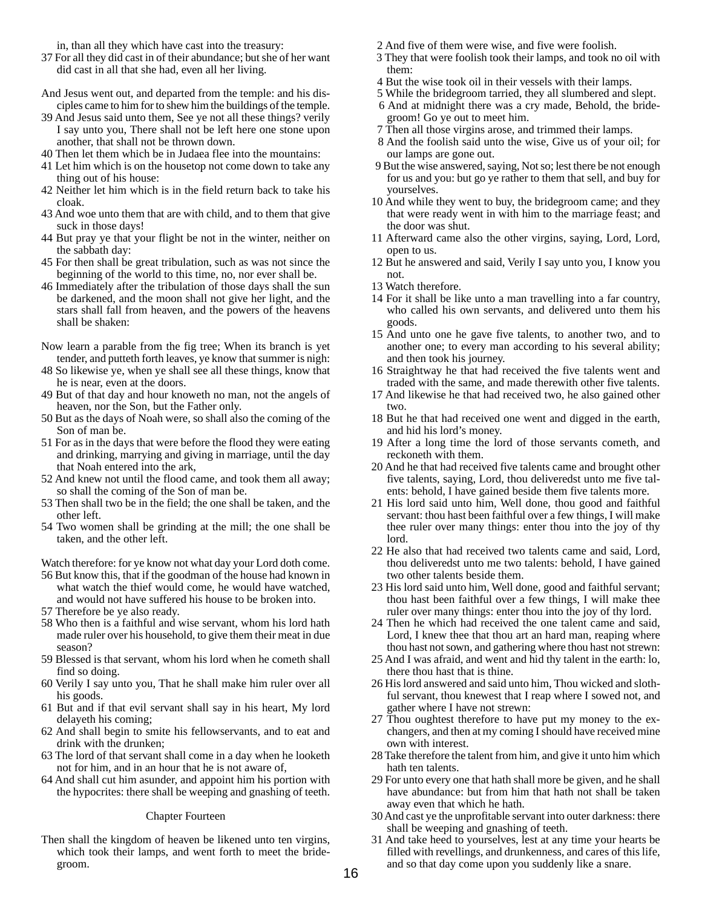in, than all they which have cast into the treasury:

37 For all they did cast in of their abundance; but she of her want did cast in all that she had, even all her living.

And Jesus went out, and departed from the temple: and his disciples came to him for to shew him the buildings of the temple.

39 And Jesus said unto them, See ye not all these things? verily I say unto you, There shall not be left here one stone upon another, that shall not be thrown down.

40 Then let them which be in Judaea flee into the mountains:

41 Let him which is on the housetop not come down to take any thing out of his house:

42 Neither let him which is in the field return back to take his cloak.

43 And woe unto them that are with child, and to them that give suck in those days!

44 But pray ye that your flight be not in the winter, neither on the sabbath day:

45 For then shall be great tribulation, such as was not since the beginning of the world to this time, no, nor ever shall be.

46 Immediately after the tribulation of those days shall the sun be darkened, and the moon shall not give her light, and the stars shall fall from heaven, and the powers of the heavens shall be shaken:

Now learn a parable from the fig tree; When its branch is yet tender, and putteth forth leaves, ye know that summer is nigh:

48 So likewise ye, when ye shall see all these things, know that he is near, even at the doors.

49 But of that day and hour knoweth no man, not the angels of heaven, nor the Son, but the Father only.

50 But as the days of Noah were, so shall also the coming of the Son of man be.

51 For as in the days that were before the flood they were eating and drinking, marrying and giving in marriage, until the day that Noah entered into the ark,

52 And knew not until the flood came, and took them all away; so shall the coming of the Son of man be.

53 Then shall two be in the field; the one shall be taken, and the other left.

54 Two women shall be grinding at the mill; the one shall be taken, and the other left.

Watch therefore: for ye know not what day your Lord doth come.

56 But know this, that if the goodman of the house had known in what watch the thief would come, he would have watched, and would not have suffered his house to be broken into.

57 Therefore be ye also ready.

58 Who then is a faithful and wise servant, whom his lord hath made ruler over his household, to give them their meat in due season?

59 Blessed is that servant, whom his lord when he cometh shall find so doing.

60 Verily I say unto you, That he shall make him ruler over all his goods.

61 But and if that evil servant shall say in his heart, My lord delayeth his coming;

62 And shall begin to smite his fellowservants, and to eat and drink with the drunken;

63 The lord of that servant shall come in a day when he looketh not for him, and in an hour that he is not aware of,

64 And shall cut him asunder, and appoint him his portion with the hypocrites: there shall be weeping and gnashing of teeth.

## Chapter Fourteen

Then shall the kingdom of heaven be likened unto ten virgins, which took their lamps, and went forth to meet the bridegroom.

2 And five of them were wise, and five were foolish.

3 They that were foolish took their lamps, and took no oil with them:

4 But the wise took oil in their vessels with their lamps.

5 While the bridegroom tarried, they all slumbered and slept.

6 And at midnight there was a cry made, Behold, the bridegroom! Go ye out to meet him.

7 Then all those virgins arose, and trimmed their lamps.

8 And the foolish said unto the wise, Give us of your oil; for our lamps are gone out.

9 But the wise answered, saying, Not so; lest there be not enough for us and you: but go ye rather to them that sell, and buy for yourselves.

10 And while they went to buy, the bridegroom came; and they that were ready went in with him to the marriage feast; and the door was shut.

11 Afterward came also the other virgins, saying, Lord, Lord, open to us.

12 But he answered and said, Verily I say unto you, I know you not.

13 Watch therefore.

14 For it shall be like unto a man travelling into a far country, who called his own servants, and delivered unto them his goods.

15 And unto one he gave five talents, to another two, and to another one; to every man according to his several ability; and then took his journey.

16 Straightway he that had received the five talents went and traded with the same, and made therewith other five talents.

17 And likewise he that had received two, he also gained other two.

18 But he that had received one went and digged in the earth, and hid his lord's money.

19 After a long time the lord of those servants cometh, and reckoneth with them.

20 And he that had received five talents came and brought other five talents, saying, Lord, thou deliveredst unto me five talents: behold, I have gained beside them five talents more.

21 His lord said unto him, Well done, thou good and faithful servant: thou hast been faithful over a few things, I will make thee ruler over many things: enter thou into the joy of thy lord.

22 He also that had received two talents came and said, Lord, thou deliveredst unto me two talents: behold, I have gained two other talents beside them.

23 His lord said unto him, Well done, good and faithful servant; thou hast been faithful over a few things, I will make thee ruler over many things: enter thou into the joy of thy lord.

24 Then he which had received the one talent came and said, Lord, I knew thee that thou art an hard man, reaping where thou hast not sown, and gathering where thou hast not strewn:

25 And I was afraid, and went and hid thy talent in the earth: lo, there thou hast that is thine.

26 His lord answered and said unto him, Thou wicked and slothful servant, thou knewest that I reap where I sowed not, and gather where I have not strewn:

27 Thou oughtest therefore to have put my money to the exchangers, and then at my coming I should have received mine own with interest.

28 Take therefore the talent from him, and give it unto him which hath ten talents.

29 For unto every one that hath shall more be given, and he shall have abundance: but from him that hath not shall be taken away even that which he hath.

30 And cast ye the unprofitable servant into outer darkness: there shall be weeping and gnashing of teeth.

31 And take heed to yourselves, lest at any time your hearts be filled with revellings, and drunkenness, and cares of this life, and so that day come upon you suddenly like a snare.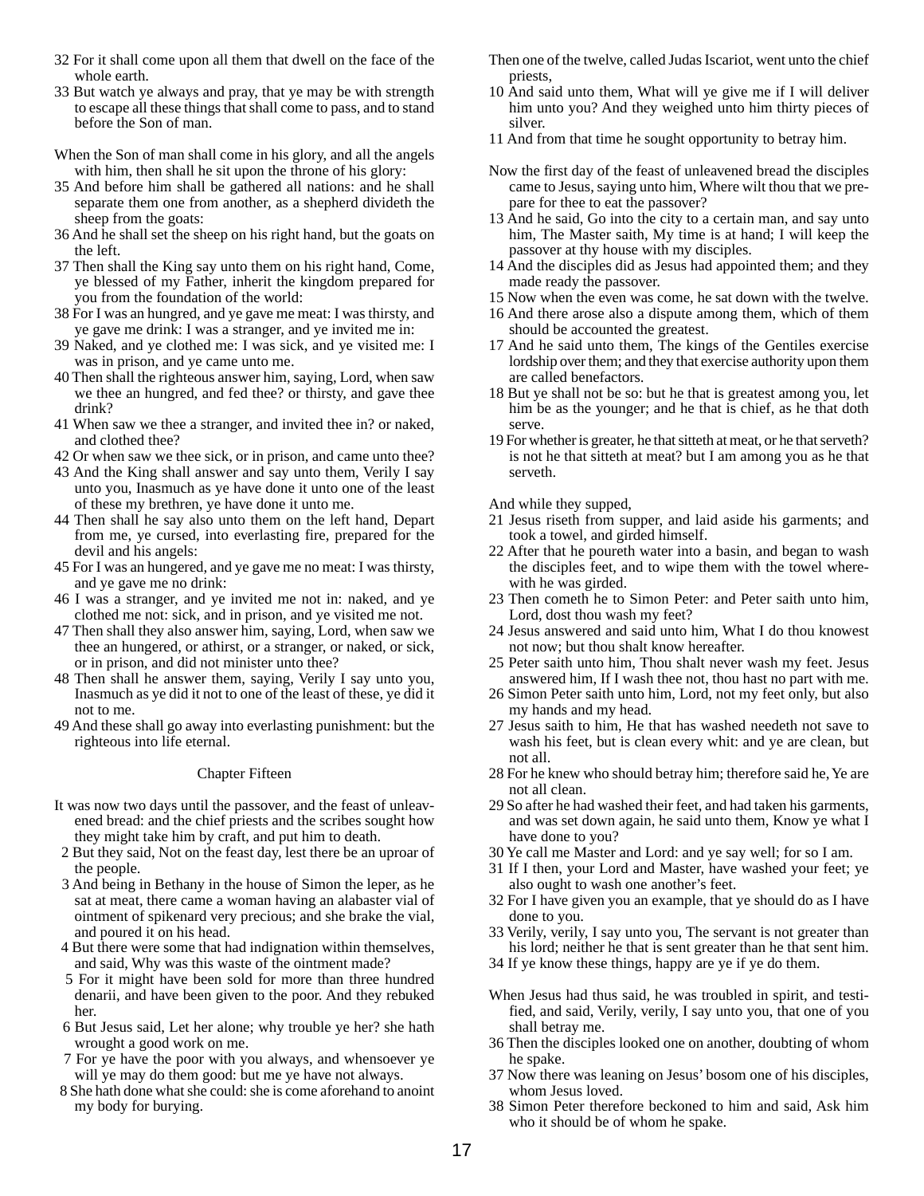32 For it shall come upon all them that dwell on the face of the whole earth.

33 But watch ye always and pray, that ye may be with strength to escape all these things that shall come to pass, and to stand before the Son of man.

When the Son of man shall come in his glory, and all the angels with him, then shall he sit upon the throne of his glory:

35 And before him shall be gathered all nations: and he shall separate them one from another, as a shepherd divideth the sheep from the goats:

36 And he shall set the sheep on his right hand, but the goats on the left.

37 Then shall the King say unto them on his right hand, Come, ye blessed of my Father, inherit the kingdom prepared for you from the foundation of the world:

38 For I was an hungred, and ye gave me meat: I was thirsty, and ye gave me drink: I was a stranger, and ye invited me in:

39 Naked, and ye clothed me: I was sick, and ye visited me: I was in prison, and ye came unto me.

40 Then shall the righteous answer him, saying, Lord, when saw we thee an hungred, and fed thee? or thirsty, and gave thee drink?

41 When saw we thee a stranger, and invited thee in? or naked, and clothed thee?

42 Or when saw we thee sick, or in prison, and came unto thee?

43 And the King shall answer and say unto them, Verily I say unto you, Inasmuch as ye have done it unto one of the least of these my brethren, ye have done it unto me.

44 Then shall he say also unto them on the left hand, Depart from me, ye cursed, into everlasting fire, prepared for the devil and his angels:

45 For I was an hungered, and ye gave me no meat: I was thirsty, and ye gave me no drink:

46 I was a stranger, and ye invited me not in: naked, and ye clothed me not: sick, and in prison, and ye visited me not.

47 Then shall they also answer him, saying, Lord, when saw we thee an hungered, or athirst, or a stranger, or naked, or sick, or in prison, and did not minister unto thee?

48 Then shall he answer them, saying, Verily I say unto you, Inasmuch as ye did it not to one of the least of these, ye did it not to me.

49 And these shall go away into everlasting punishment: but the righteous into life eternal.

## Chapter Fifteen

It was now two days until the passover, and the feast of unleavened bread: and the chief priests and the scribes sought how they might take him by craft, and put him to death.

2 But they said, Not on the feast day, lest there be an uproar of the people.

3 And being in Bethany in the house of Simon the leper, as he sat at meat, there came a woman having an alabaster vial of ointment of spikenard very precious; and she brake the vial, and poured it on his head.

4 But there were some that had indignation within themselves, and said, Why was this waste of the ointment made?

5 For it might have been sold for more than three hundred denarii, and have been given to the poor. And they rebuked her.

6 But Jesus said, Let her alone; why trouble ye her? she hath wrought a good work on me.

7 For ye have the poor with you always, and whensoever ye will ye may do them good: but me ye have not always.

8 She hath done what she could: she is come aforehand to anoint my body for burying.

Then one of the twelve, called Judas Iscariot, went unto the chief priests,

10 And said unto them, What will ye give me if I will deliver him unto you? And they weighed unto him thirty pieces of silver.

11 And from that time he sought opportunity to betray him.

Now the first day of the feast of unleavened bread the disciples came to Jesus, saying unto him, Where wilt thou that we prepare for thee to eat the passover?

13 And he said, Go into the city to a certain man, and say unto him, The Master saith, My time is at hand; I will keep the passover at thy house with my disciples.

14 And the disciples did as Jesus had appointed them; and they made ready the passover.

15 Now when the even was come, he sat down with the twelve.

16 And there arose also a dispute among them, which of them should be accounted the greatest.

17 And he said unto them, The kings of the Gentiles exercise lordship over them; and they that exercise authority upon them are called benefactors.

18 But ye shall not be so: but he that is greatest among you, let him be as the younger; and he that is chief, as he that doth serve.

19 For whether is greater, he that sitteth at meat, or he that serveth? is not he that sitteth at meat? but I am among you as he that serveth.

And while they supped,

21 Jesus riseth from supper, and laid aside his garments; and took a towel, and girded himself.

22 After that he poureth water into a basin, and began to wash the disciples feet, and to wipe them with the towel wherewith he was girded.

23 Then cometh he to Simon Peter: and Peter saith unto him, Lord, dost thou wash my feet?

24 Jesus answered and said unto him, What I do thou knowest not now; but thou shalt know hereafter.

25 Peter saith unto him, Thou shalt never wash my feet. Jesus answered him, If I wash thee not, thou hast no part with me.

26 Simon Peter saith unto him, Lord, not my feet only, but also my hands and my head.

27 Jesus saith to him, He that has washed needeth not save to wash his feet, but is clean every whit: and ye are clean, but not all.

28 For he knew who should betray him; therefore said he, Ye are not all clean.

29 So after he had washed their feet, and had taken his garments, and was set down again, he said unto them, Know ye what I have done to you?

30 Ye call me Master and Lord: and ye say well; for so I am.

31 If I then, your Lord and Master, have washed your feet; ye also ought to wash one another's feet.

32 For I have given you an example, that ye should do as I have done to you.

33 Verily, verily, I say unto you, The servant is not greater than his lord; neither he that is sent greater than he that sent him.

34 If ye know these things, happy are ye if ye do them.

When Jesus had thus said, he was troubled in spirit, and testified, and said, Verily, verily, I say unto you, that one of you shall betray me.

36 Then the disciples looked one on another, doubting of whom he spake.

37 Now there was leaning on Jesus' bosom one of his disciples, whom Jesus loved.

38 Simon Peter therefore beckoned to him and said, Ask him who it should be of whom he spake.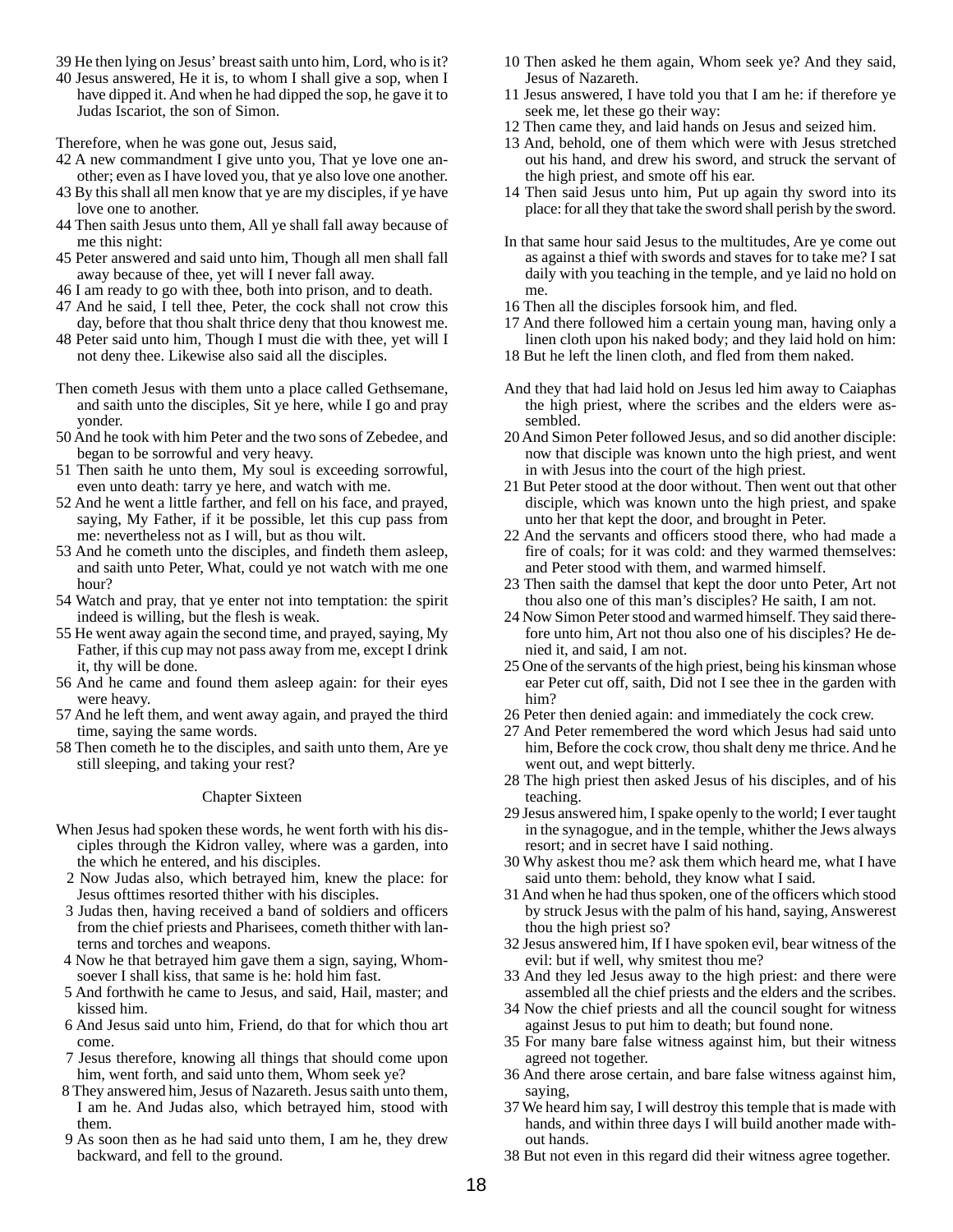39 He then lying on Jesus' breast saith unto him, Lord, who is it?

40 Jesus answered, He it is, to whom I shall give a sop, when I have dipped it. And when he had dipped the sop, he gave it to Judas Iscariot, the son of Simon.

Therefore, when he was gone out, Jesus said,

42 A new commandment I give unto you, That ye love one another; even as I have loved you, that ye also love one another.

43 By this shall all men know that ye are my disciples, if ye have love one to another.

44 Then saith Jesus unto them, All ye shall fall away because of me this night:

45 Peter answered and said unto him, Though all men shall fall away because of thee, yet will I never fall away.

46 I am ready to go with thee, both into prison, and to death.

47 And he said, I tell thee, Peter, the cock shall not crow this day, before that thou shalt thrice deny that thou knowest me.

48 Peter said unto him, Though I must die with thee, yet will I not deny thee. Likewise also said all the disciples.

Then cometh Jesus with them unto a place called Gethsemane, and saith unto the disciples, Sit ye here, while I go and pray yonder.

50 And he took with him Peter and the two sons of Zebedee, and began to be sorrowful and very heavy.

51 Then saith he unto them, My soul is exceeding sorrowful, even unto death: tarry ye here, and watch with me.

52 And he went a little farther, and fell on his face, and prayed, saying, My Father, if it be possible, let this cup pass from me: nevertheless not as I will, but as thou wilt.

53 And he cometh unto the disciples, and findeth them asleep, and saith unto Peter, What, could ye not watch with me one hour?

54 Watch and pray, that ye enter not into temptation: the spirit indeed is willing, but the flesh is weak.

55 He went away again the second time, and prayed, saying, My Father, if this cup may not pass away from me, except I drink it, thy will be done.

56 And he came and found them asleep again: for their eyes were heavy.

57 And he left them, and went away again, and prayed the third time, saying the same words.

58 Then cometh he to the disciples, and saith unto them, Are ye still sleeping, and taking your rest?

## Chapter Sixteen

When Jesus had spoken these words, he went forth with his disciples through the Kidron valley, where was a garden, into the which he entered, and his disciples.

2 Now Judas also, which betrayed him, knew the place: for Jesus ofttimes resorted thither with his disciples.

3 Judas then, having received a band of soldiers and officers from the chief priests and Pharisees, cometh thither with lanterns and torches and weapons.

4 Now he that betrayed him gave them a sign, saying, Whomsoever I shall kiss, that same is he: hold him fast.

5 And forthwith he came to Jesus, and said, Hail, master; and kissed him.

6 And Jesus said unto him, Friend, do that for which thou art come.

7 Jesus therefore, knowing all things that should come upon him, went forth, and said unto them, Whom seek ye?

8 They answered him, Jesus of Nazareth. Jesus saith unto them, I am he. And Judas also, which betrayed him, stood with them.

9 As soon then as he had said unto them, I am he, they drew backward, and fell to the ground.

10 Then asked he them again, Whom seek ye? And they said, Jesus of Nazareth.

11 Jesus answered, I have told you that I am he: if therefore ye seek me, let these go their way:

12 Then came they, and laid hands on Jesus and seized him.

13 And, behold, one of them which were with Jesus stretched out his hand, and drew his sword, and struck the servant of the high priest, and smote off his ear.

14 Then said Jesus unto him, Put up again thy sword into its place: for all they that take the sword shall perish by the sword.

In that same hour said Jesus to the multitudes, Are ye come out as against a thief with swords and staves for to take me? I sat daily with you teaching in the temple, and ye laid no hold on me.

16 Then all the disciples forsook him, and fled.

17 And there followed him a certain young man, having only a linen cloth upon his naked body; and they laid hold on him:

18 But he left the linen cloth, and fled from them naked.

And they that had laid hold on Jesus led him away to Caiaphas the high priest, where the scribes and the elders were assembled.

20 And Simon Peter followed Jesus, and so did another disciple: now that disciple was known unto the high priest, and went in with Jesus into the court of the high priest.

21 But Peter stood at the door without. Then went out that other disciple, which was known unto the high priest, and spake unto her that kept the door, and brought in Peter.

22 And the servants and officers stood there, who had made a fire of coals; for it was cold: and they warmed themselves: and Peter stood with them, and warmed himself.

23 Then saith the damsel that kept the door unto Peter, Art not thou also one of this man's disciples? He saith, I am not.

24 Now Simon Peter stood and warmed himself. They said therefore unto him, Art not thou also one of his disciples? He denied it, and said, I am not.

25 One of the servants of the high priest, being his kinsman whose ear Peter cut off, saith, Did not I see thee in the garden with him?

26 Peter then denied again: and immediately the cock crew.

27 And Peter remembered the word which Jesus had said unto him, Before the cock crow, thou shalt deny me thrice. And he went out, and wept bitterly.

28 The high priest then asked Jesus of his disciples, and of his teaching.

29 Jesus answered him, I spake openly to the world; I ever taught in the synagogue, and in the temple, whither the Jews always resort; and in secret have I said nothing.

30 Why askest thou me? ask them which heard me, what I have said unto them: behold, they know what I said.

31 And when he had thus spoken, one of the officers which stood by struck Jesus with the palm of his hand, saying, Answerest thou the high priest so?

32 Jesus answered him, If I have spoken evil, bear witness of the evil: but if well, why smitest thou me?

33 And they led Jesus away to the high priest: and there were assembled all the chief priests and the elders and the scribes.

34 Now the chief priests and all the council sought for witness against Jesus to put him to death; but found none.

35 For many bare false witness against him, but their witness agreed not together.

36 And there arose certain, and bare false witness against him, saying,

37 We heard him say, I will destroy this temple that is made with hands, and within three days I will build another made without hands.

38 But not even in this regard did their witness agree together.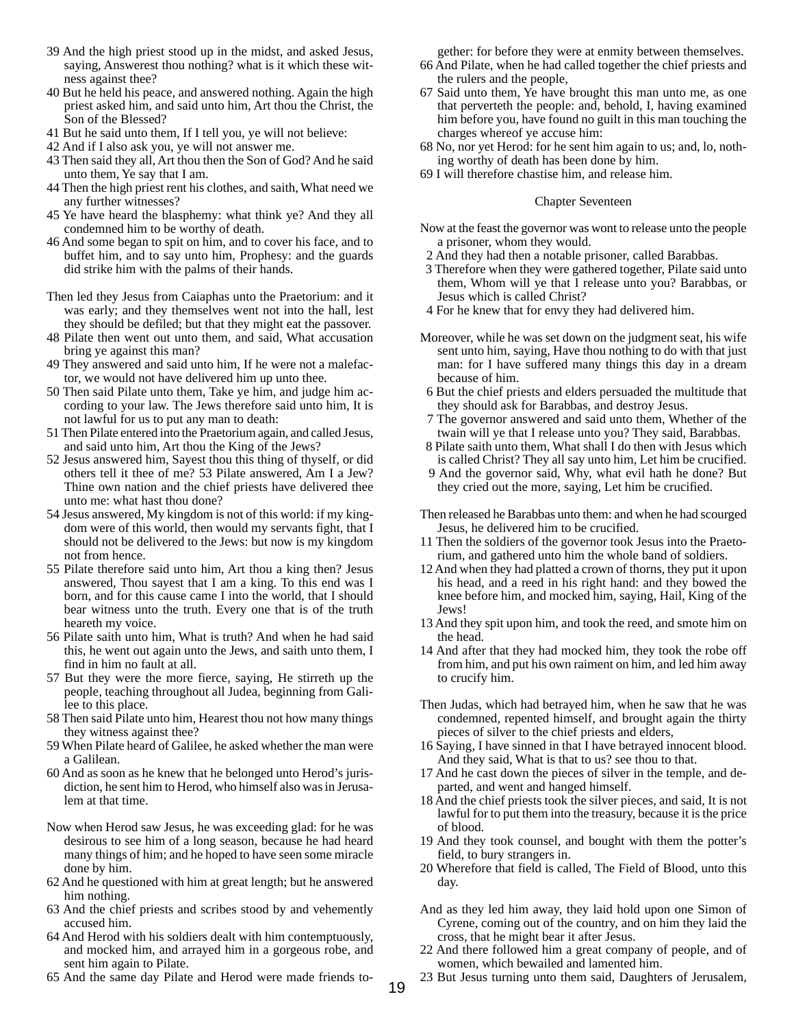39 And the high priest stood up in the midst, and asked Jesus, saying, Answerest thou nothing? what is it which these witness against thee?

40 But he held his peace, and answered nothing. Again the high priest asked him, and said unto him, Art thou the Christ, the Son of the Blessed?

41 But he said unto them, If I tell you, ye will not believe:

42 And if I also ask you, ye will not answer me.

43 Then said they all, Art thou then the Son of God? And he said unto them, Ye say that I am.

44 Then the high priest rent his clothes, and saith, What need we any further witnesses?

45 Ye have heard the blasphemy: what think ye? And they all condemned him to be worthy of death.

46 And some began to spit on him, and to cover his face, and to buffet him, and to say unto him, Prophesy: and the guards did strike him with the palms of their hands.

Then led they Jesus from Caiaphas unto the Praetorium: and it was early; and they themselves went not into the hall, lest they should be defiled; but that they might eat the passover.

48 Pilate then went out unto them, and said, What accusation bring ye against this man?

49 They answered and said unto him, If he were not a malefactor, we would not have delivered him up unto thee.

50 Then said Pilate unto them, Take ye him, and judge him according to your law. The Jews therefore said unto him, It is not lawful for us to put any man to death:

51 Then Pilate entered into the Praetorium again, and called Jesus, and said unto him, Art thou the King of the Jews?

52 Jesus answered him, Sayest thou this thing of thyself, or did others tell it thee of me? 53 Pilate answered, Am I a Jew? Thine own nation and the chief priests have delivered thee unto me: what hast thou done?

54 Jesus answered, My kingdom is not of this world: if my kingdom were of this world, then would my servants fight, that I should not be delivered to the Jews: but now is my kingdom not from hence.

55 Pilate therefore said unto him, Art thou a king then? Jesus answered, Thou sayest that I am a king. To this end was I born, and for this cause came I into the world, that I should bear witness unto the truth. Every one that is of the truth heareth my voice.

56 Pilate saith unto him, What is truth? And when he had said this, he went out again unto the Jews, and saith unto them, I find in him no fault at all.

57 But they were the more fierce, saying, He stirreth up the people, teaching throughout all Judea, beginning from Galilee to this place.

58 Then said Pilate unto him, Hearest thou not how many things they witness against thee?

59 When Pilate heard of Galilee, he asked whether the man were a Galilean.

60 And as soon as he knew that he belonged unto Herod's jurisdiction, he sent him to Herod, who himself also was in Jerusalem at that time.

Now when Herod saw Jesus, he was exceeding glad: for he was desirous to see him of a long season, because he had heard many things of him; and he hoped to have seen some miracle done by him.

62 And he questioned with him at great length; but he answered him nothing.

63 And the chief priests and scribes stood by and vehemently accused him.

64 And Herod with his soldiers dealt with him contemptuously, and mocked him, and arrayed him in a gorgeous robe, and sent him again to Pilate.

65 And the same day Pilate and Herod were made friends together: for before they were at enmity between themselves.

66 And Pilate, when he had called together the chief priests and the rulers and the people,

67 Said unto them, Ye have brought this man unto me, as one that perverteth the people: and, behold, I, having examined him before you, have found no guilt in this man touching the charges whereof ye accuse him:

68 No, nor yet Herod: for he sent him again to us; and, lo, nothing worthy of death has been done by him.

69 I will therefore chastise him, and release him.

## Chapter Seventeen

Now at the feast the governor was wont to release unto the people a prisoner, whom they would.

2 And they had then a notable prisoner, called Barabbas.

3 Therefore when they were gathered together, Pilate said unto them, Whom will ye that I release unto you? Barabbas, or Jesus which is called Christ?

4 For he knew that for envy they had delivered him.

Moreover, while he was set down on the judgment seat, his wife sent unto him, saying, Have thou nothing to do with that just man: for I have suffered many things this day in a dream because of him.

6 But the chief priests and elders persuaded the multitude that they should ask for Barabbas, and destroy Jesus.

7 The governor answered and said unto them, Whether of the twain will ye that I release unto you? They said, Barabbas.

8 Pilate saith unto them, What shall I do then with Jesus which is called Christ? They all say unto him, Let him be crucified.

9 And the governor said, Why, what evil hath he done? But they cried out the more, saying, Let him be crucified.

Then released he Barabbas unto them: and when he had scourged Jesus, he delivered him to be crucified.

11 Then the soldiers of the governor took Jesus into the Praetorium, and gathered unto him the whole band of soldiers.

12 And when they had platted a crown of thorns, they put it upon his head, and a reed in his right hand: and they bowed the knee before him, and mocked him, saying, Hail, King of the Jews!

13 And they spit upon him, and took the reed, and smote him on the head.

14 And after that they had mocked him, they took the robe off from him, and put his own raiment on him, and led him away to crucify him.

Then Judas, which had betrayed him, when he saw that he was condemned, repented himself, and brought again the thirty pieces of silver to the chief priests and elders,

16 Saying, I have sinned in that I have betrayed innocent blood. And they said, What is that to us? see thou to that.

17 And he cast down the pieces of silver in the temple, and departed, and went and hanged himself.

18 And the chief priests took the silver pieces, and said, It is not lawful for to put them into the treasury, because it is the price of blood.

19 And they took counsel, and bought with them the potter's field, to bury strangers in.

20 Wherefore that field is called, The Field of Blood, unto this day.

And as they led him away, they laid hold upon one Simon of Cyrene, coming out of the country, and on him they laid the cross, that he might bear it after Jesus.

22 And there followed him a great company of people, and of women, which bewailed and lamented him.

23 But Jesus turning unto them said, Daughters of Jerusalem,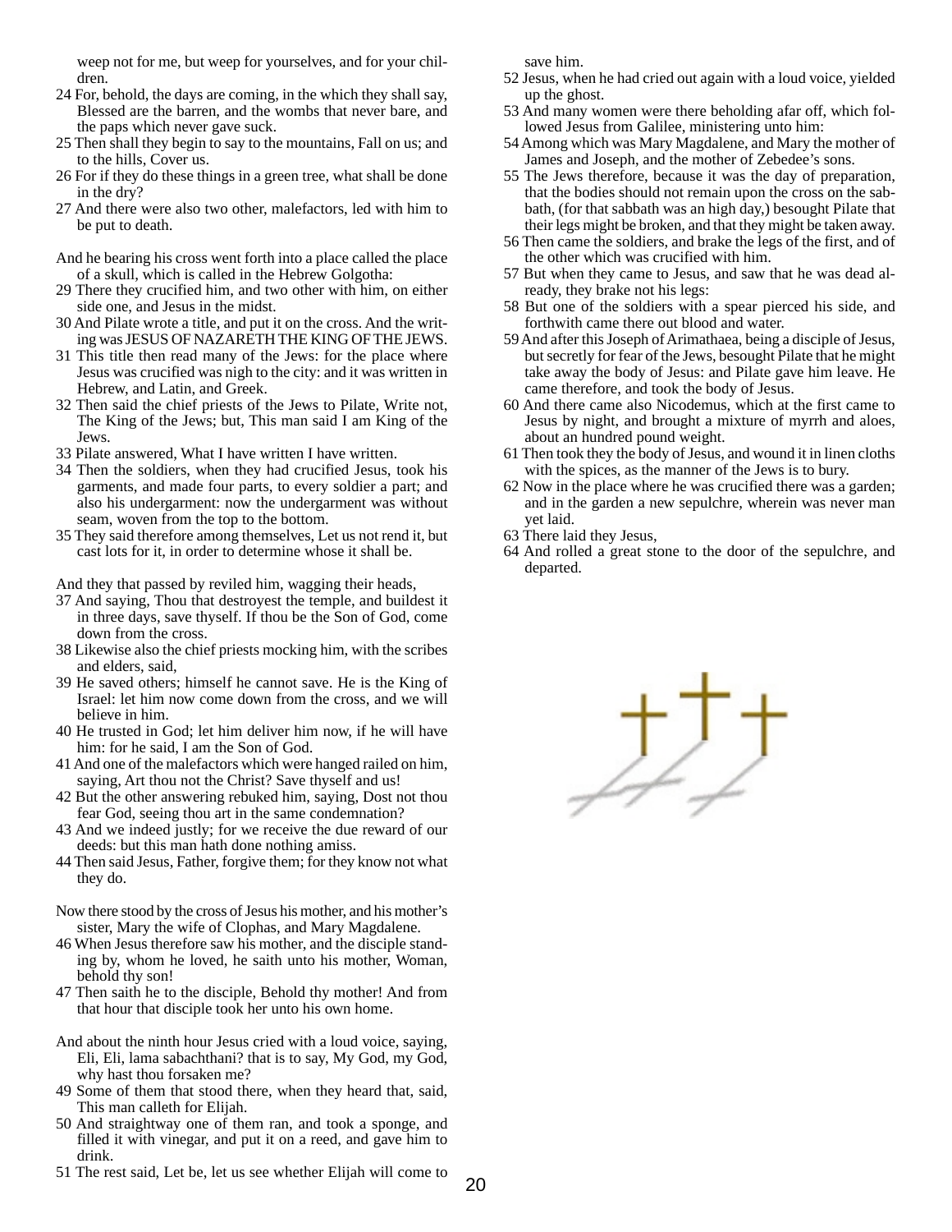weep not for me, but weep for yourselves, and for your children.

24 For, behold, the days are coming, in the which they shall say, Blessed are the barren, and the wombs that never bare, and the paps which never gave suck.

25 Then shall they begin to say to the mountains, Fall on us; and to the hills, Cover us.

26 For if they do these things in a green tree, what shall be done in the dry?

27 And there were also two other, malefactors, led with him to be put to death.

And he bearing his cross went forth into a place called the place of a skull, which is called in the Hebrew Golgotha:

29 There they crucified him, and two other with him, on either side one, and Jesus in the midst.

30 And Pilate wrote a title, and put it on the cross. And the writing was JESUS OF NAZARETH THE KING OF THE JEWS.

31 This title then read many of the Jews: for the place where Jesus was crucified was nigh to the city: and it was written in Hebrew, and Latin, and Greek.

32 Then said the chief priests of the Jews to Pilate, Write not, The King of the Jews; but, This man said I am King of the Jews.

33 Pilate answered, What I have written I have written.

34 Then the soldiers, when they had crucified Jesus, took his garments, and made four parts, to every soldier a part; and also his undergarment: now the undergarment was without seam, woven from the top to the bottom.

35 They said therefore among themselves, Let us not rend it, but cast lots for it, in order to determine whose it shall be.

And they that passed by reviled him, wagging their heads,

37 And saying, Thou that destroyest the temple, and buildest it in three days, save thyself. If thou be the Son of God, come down from the cross.

38 Likewise also the chief priests mocking him, with the scribes and elders, said,

39 He saved others; himself he cannot save. He is the King of Israel: let him now come down from the cross, and we will believe in him.

40 He trusted in God; let him deliver him now, if he will have him: for he said, I am the Son of God.

41 And one of the malefactors which were hanged railed on him, saying, Art thou not the Christ? Save thyself and us!

42 But the other answering rebuked him, saying, Dost not thou fear God, seeing thou art in the same condemnation?

43 And we indeed justly; for we receive the due reward of our deeds: but this man hath done nothing amiss.

44 Then said Jesus, Father, forgive them; for they know not what they do.

Now there stood by the cross of Jesus his mother, and his mother's sister, Mary the wife of Clophas, and Mary Magdalene.

46 When Jesus therefore saw his mother, and the disciple standing by, whom he loved, he saith unto his mother, Woman, behold thy son!

47 Then saith he to the disciple, Behold thy mother! And from that hour that disciple took her unto his own home.

And about the ninth hour Jesus cried with a loud voice, saying, Eli, Eli, lama sabachthani? that is to say, My God, my God, why hast thou forsaken me?

49 Some of them that stood there, when they heard that, said, This man calleth for Elijah.

50 And straightway one of them ran, and took a sponge, and filled it with vinegar, and put it on a reed, and gave him to drink.

51 The rest said, Let be, let us see whether Elijah will come to save him.

52 Jesus, when he had cried out again with a loud voice, yielded up the ghost.

53 And many women were there beholding afar off, which followed Jesus from Galilee, ministering unto him:

54 Among which was Mary Magdalene, and Mary the mother of James and Joseph, and the mother of Zebedee's sons.

55 The Jews therefore, because it was the day of preparation, that the bodies should not remain upon the cross on the sabbath, (for that sabbath was an high day,) besought Pilate that their legs might be broken, and that they might be taken away.

56 Then came the soldiers, and brake the legs of the first, and of the other which was crucified with him.

57 But when they came to Jesus, and saw that he was dead already, they brake not his legs:

58 But one of the soldiers with a spear pierced his side, and forthwith came there out blood and water.

59 And after this Joseph of Arimathaea, being a disciple of Jesus, but secretly for fear of the Jews, besought Pilate that he might take away the body of Jesus: and Pilate gave him leave. He came therefore, and took the body of Jesus.

60 And there came also Nicodemus, which at the first came to Jesus by night, and brought a mixture of myrrh and aloes, about an hundred pound weight.

61 Then took they the body of Jesus, and wound it in linen cloths with the spices, as the manner of the Jews is to bury.

62 Now in the place where he was crucified there was a garden; and in the garden a new sepulchre, wherein was never man yet laid.

63 There laid they Jesus,

64 And rolled a great stone to the door of the sepulchre, and departed.